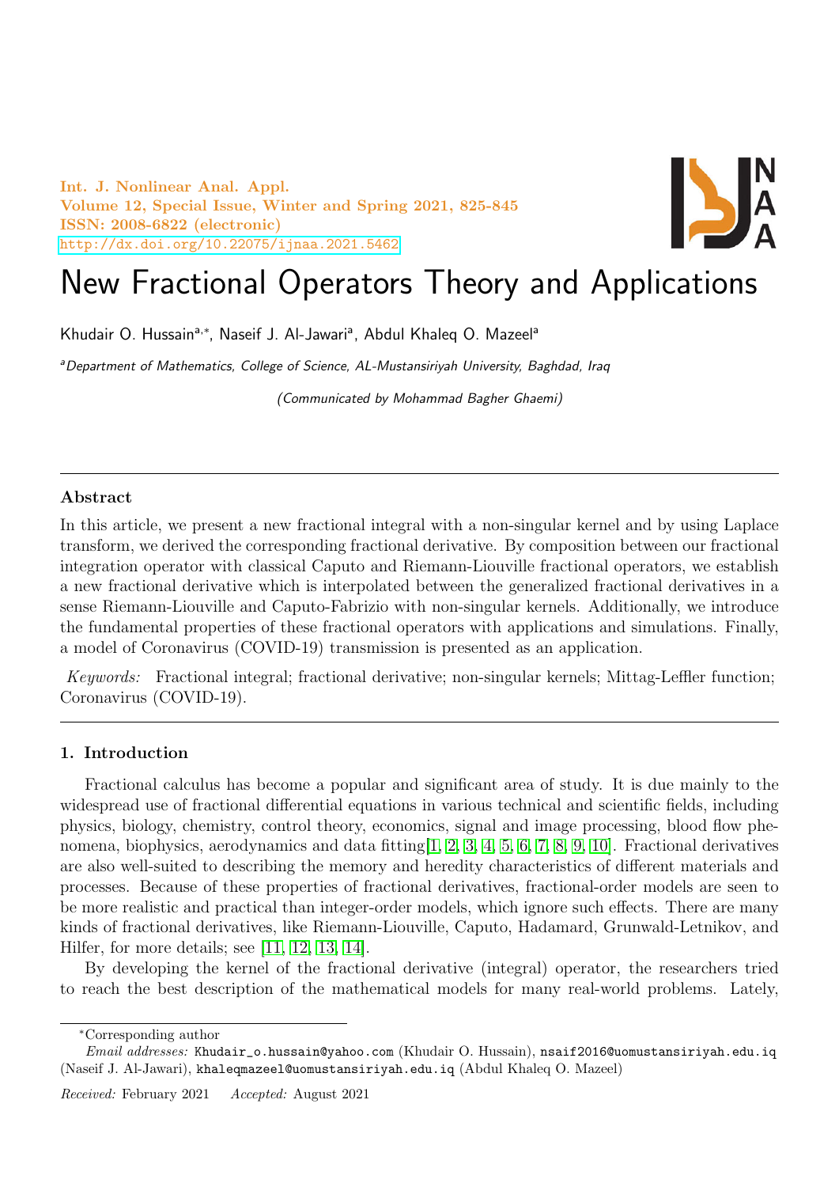Int. J. Nonlinear Anal. Appl.
Volume 12, Special Issue, Winter and Spring 2021, 825-845
ISSN: 2008-6822 (electronic)
http://dx.doi.org/10.22075/ijnaa.2021.5462

# New Fractional Operators Theory and Applications

Khudair O. Hussain[a,*], Naseif J. Al-Jawari[a], Abdul Khaleq O. Mazeel[a]

[a]*Department of Mathematics, College of Science, AL-Mustansiriyah University, Baghdad, Iraq*

*(Communicated by Mohammad Bagher Ghaemi)*

## Abstract

In this article, we present a new fractional integral with a non-singular kernel and by using Laplace transform, we derived the corresponding fractional derivative. By composition between our fractional integration operator with classical Caputo and Riemann-Liouville fractional operators, we establish a new fractional derivative which is interpolated between the generalized fractional derivatives in a sense Riemann-Liouville and Caputo-Fabrizio with non-singular kernels. Additionally, we introduce the fundamental properties of these fractional operators with applications and simulations. Finally, a model of Coronavirus (COVID-19) transmission is presented as an application.

*Keywords:* Fractional integral; fractional derivative; non-singular kernels; Mittag-Leffler function; Coronavirus (COVID-19).

## 1. Introduction

Fractional calculus has become a popular and significant area of study. It is due mainly to the widespread use of fractional differential equations in various technical and scientific fields, including physics, biology, chemistry, control theory, economics, signal and image processing, blood flow phenomena, biophysics, aerodynamics and data fitting[1, 2, 3, 4, 5, 6, 7, 8, 9, 10]. Fractional derivatives are also well-suited to describing the memory and heredity characteristics of different materials and processes. Because of these properties of fractional derivatives, fractional-order models are seen to be more realistic and practical than integer-order models, which ignore such effects. There are many kinds of fractional derivatives, like Riemann-Liouville, Caputo, Hadamard, Grunwald-Letnikov, and Hilfer, for more details; see [11, 12, 13, 14].

By developing the kernel of the fractional derivative (integral) operator, the researchers tried to reach the best description of the mathematical models for many real-world problems. Lately,

*Corresponding author

*Email addresses:* Khudair_o.hussain@yahoo.com (Khudair O. Hussain), nsaif2016@uomustansiriyah.edu.iq (Naseif J. Al-Jawari), khaleqmazeel@uomustansiriyah.edu.iq (Abdul Khaleq O. Mazeel)

*Received:* February 2021 *Accepted:* August 2021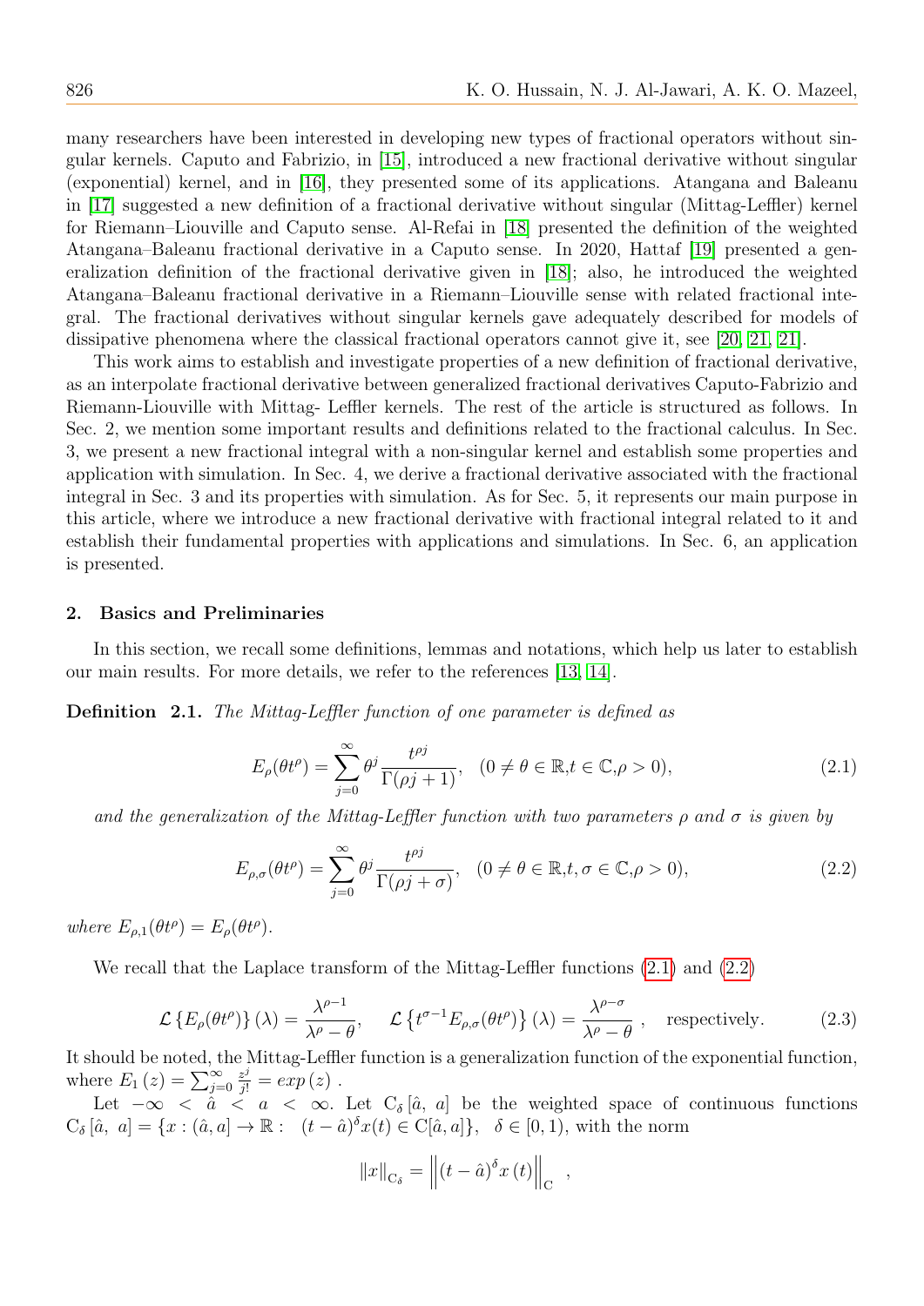many researchers have been interested in developing new types of fractional operators without singular kernels. Caputo and Fabrizio, in [15], introduced a new fractional derivative without singular (exponential) kernel, and in [16], they presented some of its applications. Atangana and Baleanu in [17] suggested a new definition of a fractional derivative without singular (Mittag-Leffler) kernel for Riemann–Liouville and Caputo sense. Al-Refai in [18] presented the definition of the weighted Atangana–Baleanu fractional derivative in a Caputo sense. In 2020, Hattaf [19] presented a generalization definition of the fractional derivative given in [18]; also, he introduced the weighted Atangana–Baleanu fractional derivative in a Riemann–Liouville sense with related fractional integral. The fractional derivatives without singular kernels gave adequately described for models of dissipative phenomena where the classical fractional operators cannot give it, see [20, 21, 21].

This work aims to establish and investigate properties of a new definition of fractional derivative, as an interpolate fractional derivative between generalized fractional derivatives Caputo-Fabrizio and Riemann-Liouville with Mittag- Leffler kernels. The rest of the article is structured as follows. In Sec. 2, we mention some important results and definitions related to the fractional calculus. In Sec. 3, we present a new fractional integral with a non-singular kernel and establish some properties and application with simulation. In Sec. 4, we derive a fractional derivative associated with the fractional integral in Sec. 3 and its properties with simulation. As for Sec. 5, it represents our main purpose in this article, where we introduce a new fractional derivative with fractional integral related to it and establish their fundamental properties with applications and simulations. In Sec. 6, an application is presented.

## 2. Basics and Preliminaries

In this section, we recall some definitions, lemmas and notations, which help us later to establish our main results. For more details, we refer to the references [13, 14].

**Definition 2.1.** *The Mittag-Leffler function of one parameter is defined as*

$$E_\rho(\theta t^\rho) = \sum_{j=0}^{\infty} \theta^j \frac{t^{\rho j}}{\Gamma(\rho j+1)}, \quad (0 \neq \theta \in \mathbb{R}, t \in \mathbb{C}, \rho > 0), \tag{2.1}$$

*and the generalization of the Mittag-Leffler function with two parameters $\rho$ and $\sigma$ is given by*

$$E_{\rho,\sigma}(\theta t^\rho) = \sum_{j=0}^{\infty} \theta^j \frac{t^{\rho j}}{\Gamma(\rho j+\sigma)}, \quad (0 \neq \theta \in \mathbb{R}, t, \sigma \in \mathbb{C}, \rho > 0), \tag{2.2}$$

*where $E_{\rho,1}(\theta t^\rho) = E_\rho(\theta t^\rho)$.*

We recall that the Laplace transform of the Mittag-Leffler functions (2.1) and (2.2)

$$\mathcal{L}\left\{E_\rho(\theta t^\rho)\right\}(\lambda) = \frac{\lambda^{\rho-1}}{\lambda^\rho - \theta}, \quad \mathcal{L}\left\{t^{\sigma-1}E_{\rho,\sigma}(\theta t^\rho)\right\}(\lambda) = \frac{\lambda^{\rho-\sigma}}{\lambda^\rho - \theta}\ , \quad \text{respectively.} \tag{2.3}$$

It should be noted, the Mittag-Leffler function is a generalization function of the exponential function, where $E_1(z) = \sum_{j=0}^{\infty} \frac{z^j}{j!} = exp(z)$ .

Let $-\infty < \hat{a} < a < \infty$. Let $\mathrm{C}_\delta[\hat{a},\ a]$ be the weighted space of continuous functions $\mathrm{C}_\delta[\hat{a},\ a] = \{x : (\hat{a}, a] \to \mathbb{R} : \ (t-\hat{a})^\delta x(t) \in \mathrm{C}[\hat{a}, a]\}, \ \ \delta \in [0, 1)$, with the norm

$$\|x\|_{\mathrm{C}_\delta} = \left\|(t-\hat{a})^\delta x(t)\right\|_{\mathrm{C}}\ ,$$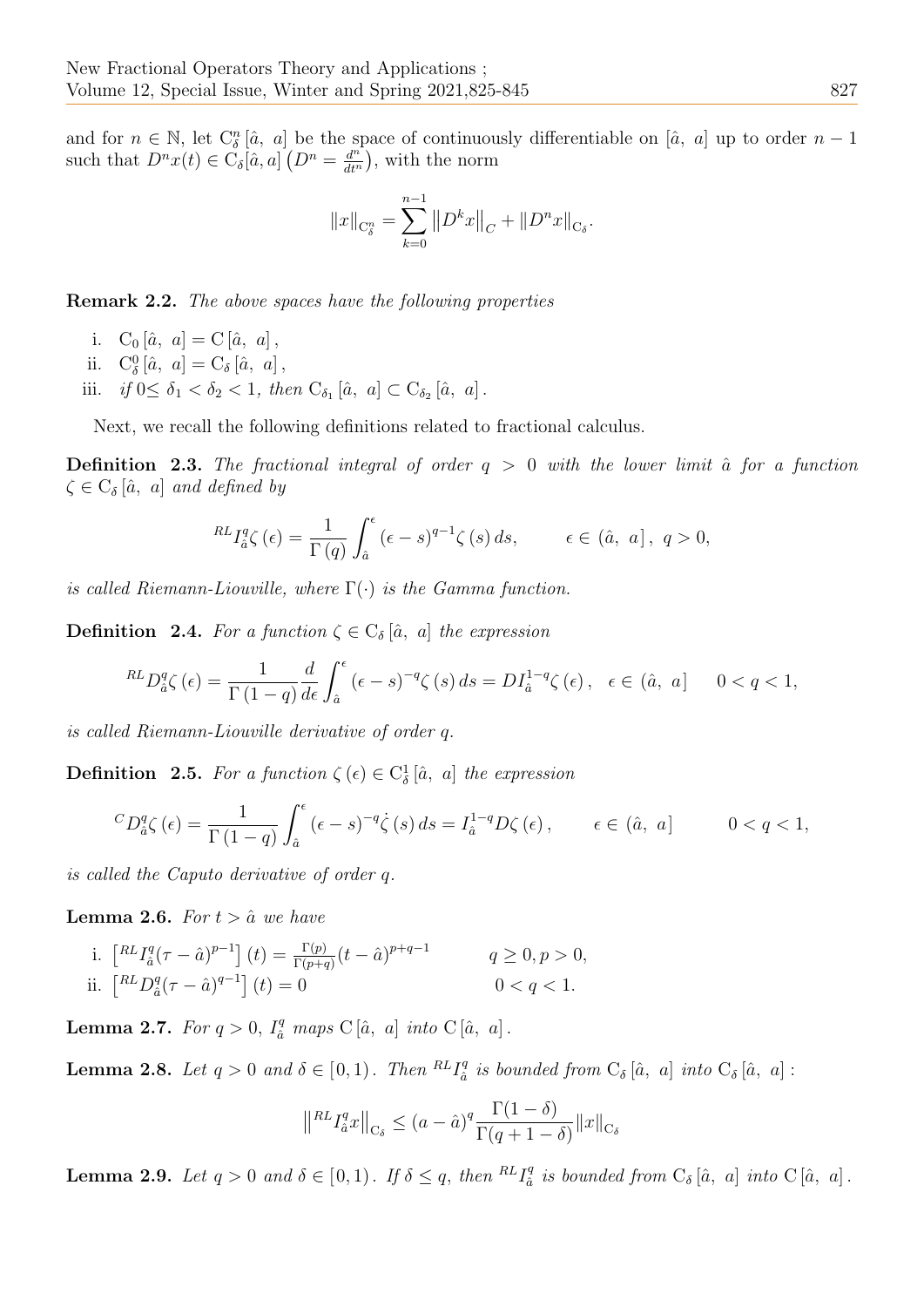and for $n \in \mathbb{N}$, let $\mathrm{C}_\delta^n[\hat{a},\ a]$ be the space of continuously differentiable on $[\hat{a},\ a]$ up to order $n-1$ such that $D^n x(t) \in \mathrm{C}_\delta[\hat{a}, a]$ $\left(D^n = \frac{d^n}{dt^n}\right)$, with the norm

$$\|x\|_{\mathrm{C}_\delta^n} = \sum_{k=0}^{n-1} \left\|D^k x\right\|_C + \|D^n x\|_{\mathrm{C}_\delta}.$$

**Remark 2.2.** *The above spaces have the following properties*

i. $\mathrm{C}_0[\hat{a},\ a] = \mathrm{C}[\hat{a},\ a]$,

ii. $\mathrm{C}_\delta^0[\hat{a},\ a] = \mathrm{C}_\delta[\hat{a},\ a]$,

iii. *if* $0 \leq \delta_1 < \delta_2 < 1$, *then* $\mathrm{C}_{\delta_1}[\hat{a},\ a] \subset \mathrm{C}_{\delta_2}[\hat{a},\ a]$.

Next, we recall the following definitions related to fractional calculus.

**Definition 2.3.** *The fractional integral of order $q > 0$ with the lower limit $\hat{a}$ for a function $\zeta \in \mathrm{C}_\delta[\hat{a},\ a]$ and defined by*

$$^{RL}I_{\hat{a}}^q \zeta(\epsilon) = \frac{1}{\Gamma(q)} \int_{\hat{a}}^{\epsilon} (\epsilon - s)^{q-1} \zeta(s)\, ds, \qquad \epsilon \in (\hat{a},\ a],\ q > 0,$$

*is called Riemann-Liouville, where $\Gamma(\cdot)$ is the Gamma function.*

**Definition 2.4.** *For a function $\zeta \in \mathrm{C}_\delta[\hat{a},\ a]$ the expression*

$$^{RL}D_{\hat{a}}^q \zeta(\epsilon) = \frac{1}{\Gamma(1-q)} \frac{d}{d\epsilon} \int_{\hat{a}}^{\epsilon} (\epsilon - s)^{-q} \zeta(s)\, ds = D I_{\hat{a}}^{1-q} \zeta(\epsilon), \quad \epsilon \in (\hat{a},\ a] \qquad 0 < q < 1,$$

*is called Riemann-Liouville derivative of order $q$.*

**Definition 2.5.** *For a function $\zeta(\epsilon) \in \mathrm{C}_\delta^1[\hat{a},\ a]$ the expression*

$$^{C}D_{\hat{a}}^q \zeta(\epsilon) = \frac{1}{\Gamma(1-q)} \int_{\hat{a}}^{\epsilon} (\epsilon - s)^{-q} \dot{\zeta}(s)\, ds = I_{\hat{a}}^{1-q} D\zeta(\epsilon), \qquad \epsilon \in (\hat{a},\ a] \qquad 0 < q < 1,$$

*is called the Caputo derivative of order $q$.*

**Lemma 2.6.** *For $t > \hat{a}$ we have*

i. $\left[{}^{RL}I_{\hat{a}}^q (\tau - \hat{a})^{p-1}\right](t) = \frac{\Gamma(p)}{\Gamma(p+q)} (t - \hat{a})^{p+q-1} \qquad q \geq 0, p > 0,$

ii. $\left[{}^{RL}D_{\hat{a}}^q (\tau - \hat{a})^{q-1}\right](t) = 0 \qquad 0 < q < 1.$

**Lemma 2.7.** *For $q > 0$, $I_{\hat{a}}^q$ maps $\mathrm{C}[\hat{a},\ a]$ into $\mathrm{C}[\hat{a},\ a]$.*

**Lemma 2.8.** *Let $q > 0$ and $\delta \in [0, 1)$. Then $^{RL}I_{\hat{a}}^q$ is bounded from $\mathrm{C}_\delta[\hat{a},\ a]$ into $\mathrm{C}_\delta[\hat{a},\ a]$:*

$$\left\|^{RL}I_{\hat{a}}^q x\right\|_{\mathrm{C}_\delta} \leq (a - \hat{a})^q \frac{\Gamma(1-\delta)}{\Gamma(q+1-\delta)} \|x\|_{\mathrm{C}_\delta}$$

**Lemma 2.9.** *Let $q > 0$ and $\delta \in [0, 1)$. If $\delta \leq q$, then $^{RL}I_{\hat{a}}^q$ is bounded from $\mathrm{C}_\delta[\hat{a},\ a]$ into $\mathrm{C}[\hat{a},\ a]$.*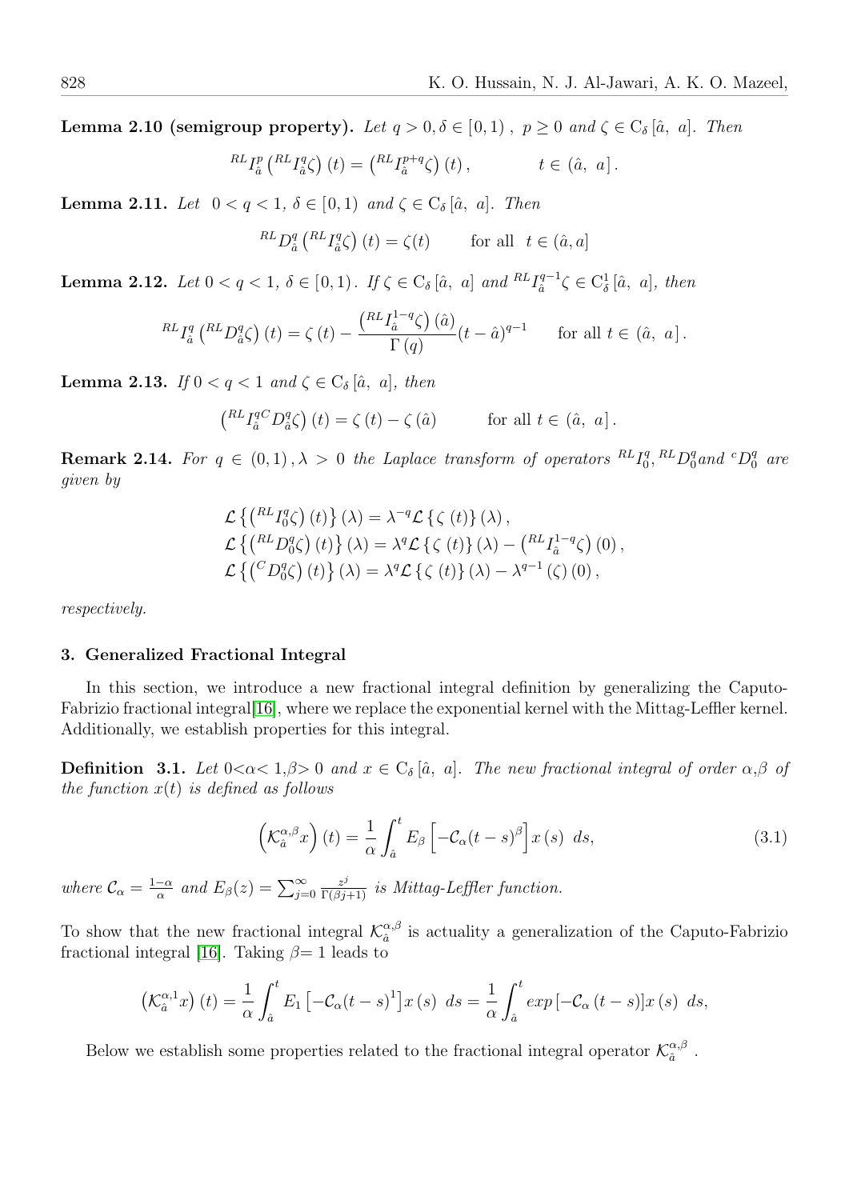**Lemma 2.10 (semigroup property).** *Let $q > 0, \delta \in [0, 1)$ , $p \geq 0$ and $\zeta \in \mathrm{C}_{\delta}[\hat{a},\ a]$. Then*

$$ {}^{RL}I_{\hat{a}}^{p}\left({}^{RL}I_{\hat{a}}^{q}\zeta\right)(t) = \left({}^{RL}I_{\hat{a}}^{p+q}\zeta\right)(t), \qquad t \in (\hat{a},\ a]. $$

**Lemma 2.11.** *Let $0 < q < 1$, $\delta \in [0, 1)$ and $\zeta \in \mathrm{C}_{\delta}[\hat{a},\ a]$. Then*

$$ {}^{RL}D_{\hat{a}}^{q}\left({}^{RL}I_{\hat{a}}^{q}\zeta\right)(t) = \zeta(t) \qquad \text{for all} \quad t \in (\hat{a}, a] $$

**Lemma 2.12.** *Let $0 < q < 1$, $\delta \in [0, 1)$. If $\zeta \in \mathrm{C}_{\delta}[\hat{a},\ a]$ and ${}^{RL}I_{\hat{a}}^{q-1}\zeta \in \mathrm{C}_{\delta}^{1}[\hat{a},\ a]$, then*

$$ {}^{RL}I_{\hat{a}}^{q}\left({}^{RL}D_{\hat{a}}^{q}\zeta\right)(t) = \zeta(t) - \frac{\left({}^{RL}I_{\hat{a}}^{1-q}\zeta\right)(\hat{a})}{\Gamma(q)}(t-\hat{a})^{q-1} \qquad \text{for all } t \in (\hat{a},\ a]. $$

**Lemma 2.13.** *If $0 < q < 1$ and $\zeta \in \mathrm{C}_{\delta}[\hat{a},\ a]$, then*

$$ \left({}^{RL}I_{\hat{a}}^{q\,C}D_{\hat{a}}^{q}\zeta\right)(t) = \zeta(t) - \zeta(\hat{a}) \qquad \text{for all } t \in (\hat{a},\ a]. $$

**Remark 2.14.** *For $q \in (0, 1), \lambda > 0$ the Laplace transform of operators ${}^{RL}I_{0}^{q}, {}^{RL}D_{0}^{q}$ and ${}^{c}D_{0}^{q}$ are given by*

$$ \begin{aligned} &\mathcal{L}\left\{\left({}^{RL}I_{0}^{q}\zeta\right)(t)\right\}(\lambda) = \lambda^{-q}\mathcal{L}\left\{\zeta(t)\right\}(\lambda), \\ &\mathcal{L}\left\{\left({}^{RL}D_{0}^{q}\zeta\right)(t)\right\}(\lambda) = \lambda^{q}\mathcal{L}\left\{\zeta(t)\right\}(\lambda) - \left({}^{RL}I_{\hat{a}}^{1-q}\zeta\right)(0), \\ &\mathcal{L}\left\{\left({}^{C}D_{0}^{q}\zeta\right)(t)\right\}(\lambda) = \lambda^{q}\mathcal{L}\left\{\zeta(t)\right\}(\lambda) - \lambda^{q-1}(\zeta)(0), \end{aligned} $$

*respectively.*

### 3. Generalized Fractional Integral

In this section, we introduce a new fractional integral definition by generalizing the Caputo-Fabrizio fractional integral[16], where we replace the exponential kernel with the Mittag-Leffler kernel. Additionally, we establish properties for this integral.

**Definition 3.1.** *Let $0<\alpha< 1, \beta> 0$ and $x \in \mathrm{C}_{\delta}[\hat{a},\ a]$. The new fractional integral of order $\alpha,\beta$ of the function $x(t)$ is defined as follows*

$$ \left(\mathcal{K}_{\hat{a}}^{\alpha,\beta}x\right)(t) = \frac{1}{\alpha}\int_{\hat{a}}^{t} E_{\beta}\left[-\mathcal{C}_{\alpha}(t-s)^{\beta}\right]x(s)\ ds, \tag{3.1} $$

*where $\mathcal{C}_{\alpha} = \frac{1-\alpha}{\alpha}$ and $E_{\beta}(z) = \sum_{j=0}^{\infty}\frac{z^{j}}{\Gamma(\beta j+1)}$ is Mittag-Leffler function.*

To show that the new fractional integral $\mathcal{K}_{\hat{a}}^{\alpha,\beta}$ is actuality a generalization of the Caputo-Fabrizio fractional integral [16]. Taking $\beta$= 1 leads to

$$ \left(\mathcal{K}_{\hat{a}}^{\alpha,1}x\right)(t) = \frac{1}{\alpha}\int_{\hat{a}}^{t} E_{1}\left[-\mathcal{C}_{\alpha}(t-s)^{1}\right]x(s)\ ds = \frac{1}{\alpha}\int_{\hat{a}}^{t} exp\left[-\mathcal{C}_{\alpha}(t-s)\right]x(s)\ ds, $$

Below we establish some properties related to the fractional integral operator $\mathcal{K}_{\hat{a}}^{\alpha,\beta}$ .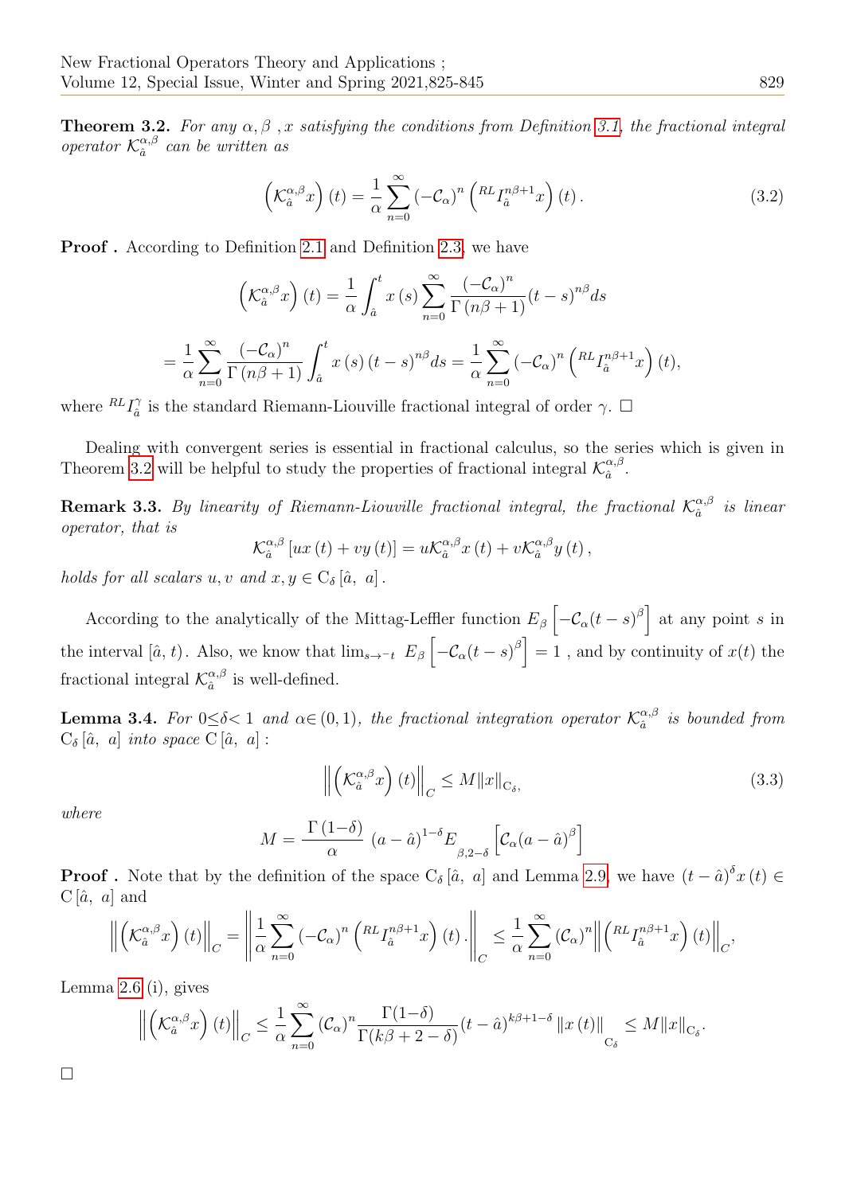**Theorem 3.2.** *For any $\alpha, \beta$ , $x$ satisfying the conditions from Definition 3.1, the fractional integral operator $\mathcal{K}_{\hat{a}}^{\alpha,\beta}$ can be written as*

$$\left(\mathcal{K}_{\hat{a}}^{\alpha,\beta}x\right)(t) = \frac{1}{\alpha}\sum_{n=0}^{\infty}\left(-\mathcal{C}_{\alpha}\right)^{n}\left({}^{RL}I_{\hat{a}}^{n\beta+1}x\right)(t). \tag{3.2}$$

**Proof .** According to Definition 2.1 and Definition 2.3, we have

$$\left(\mathcal{K}_{\hat{a}}^{\alpha,\beta}x\right)(t) = \frac{1}{\alpha}\int_{\hat{a}}^{t}x(s)\sum_{n=0}^{\infty}\frac{\left(-\mathcal{C}_{\alpha}\right)^{n}}{\Gamma(n\beta+1)}(t-s)^{n\beta}ds$$

$$= \frac{1}{\alpha}\sum_{n=0}^{\infty}\frac{\left(-\mathcal{C}_{\alpha}\right)^{n}}{\Gamma(n\beta+1)}\int_{\hat{a}}^{t}x(s)(t-s)^{n\beta}ds = \frac{1}{\alpha}\sum_{n=0}^{\infty}\left(-\mathcal{C}_{\alpha}\right)^{n}\left({}^{RL}I_{\hat{a}}^{n\beta+1}x\right)(t),$$

where ${}^{RL}I_{\hat{a}}^{\gamma}$ is the standard Riemann-Liouville fractional integral of order $\gamma$. $\square$

Dealing with convergent series is essential in fractional calculus, so the series which is given in Theorem 3.2 will be helpful to study the properties of fractional integral $\mathcal{K}_{\hat{a}}^{\alpha,\beta}$.

**Remark 3.3.** *By linearity of Riemann-Liouville fractional integral, the fractional $\mathcal{K}_{\hat{a}}^{\alpha,\beta}$ is linear operator, that is*

$$\mathcal{K}_{\hat{a}}^{\alpha,\beta}\left[ux(t) + vy(t)\right] = u\mathcal{K}_{\hat{a}}^{\alpha,\beta}x(t) + v\mathcal{K}_{\hat{a}}^{\alpha,\beta}y(t),$$

*holds for all scalars $u, v$ and $x, y \in \mathrm{C}_{\delta}[\hat{a},\ a]$.*

According to the analytically of the Mittag-Leffler function $E_{\beta}\left[-\mathcal{C}_{\alpha}(t-s)^{\beta}\right]$ at any point $s$ in the interval $[\hat{a}, t)$. Also, we know that $\lim_{s\to^{-}t}\ E_{\beta}\left[-\mathcal{C}_{\alpha}(t-s)^{\beta}\right] = 1$ , and by continuity of $x(t)$ the fractional integral $\mathcal{K}_{\hat{a}}^{\alpha,\beta}$ is well-defined.

**Lemma 3.4.** *For $0\leq\delta<1$ and $\alpha\in(0,1)$, the fractional integration operator $\mathcal{K}_{\hat{a}}^{\alpha,\beta}$ is bounded from $\mathrm{C}_{\delta}[\hat{a},\ a]$ into space $\mathrm{C}[\hat{a},\ a]$ :*

$$\left\|\left(\mathcal{K}_{\hat{a}}^{\alpha,\beta}x\right)(t)\right\|_{C} \leq M\|x\|_{\mathrm{C}_{\delta}}, \tag{3.3}$$

*where*

$$M = \frac{\Gamma(1-\delta)}{\alpha}\ (a-\hat{a})^{1-\delta}E_{\beta,2-\delta}\left[\mathcal{C}_{\alpha}(a-\hat{a})^{\beta}\right]$$

**Proof .** Note that by the definition of the space $\mathrm{C}_{\delta}[\hat{a},\ a]$ and Lemma 2.9, we have $(t-\hat{a})^{\delta}x(t) \in \mathrm{C}[\hat{a},\ a]$ and

$$\left\|\left(\mathcal{K}_{\hat{a}}^{\alpha,\beta}x\right)(t)\right\|_{C} = \left\|\frac{1}{\alpha}\sum_{n=0}^{\infty}\left(-\mathcal{C}_{\alpha}\right)^{n}\left({}^{RL}I_{\hat{a}}^{n\beta+1}x\right)(t).\right\|_{C} \leq \frac{1}{\alpha}\sum_{n=0}^{\infty}\left(\mathcal{C}_{\alpha}\right)^{n}\left\|\left({}^{RL}I_{\hat{a}}^{n\beta+1}x\right)(t)\right\|_{C},$$

Lemma 2.6 (i), gives

$$\left\|\left(\mathcal{K}_{\hat{a}}^{\alpha,\beta}x\right)(t)\right\|_{C} \leq \frac{1}{\alpha}\sum_{n=0}^{\infty}\left(\mathcal{C}_{\alpha}\right)^{n}\frac{\Gamma(1-\delta)}{\Gamma(k\beta+2-\delta)}(t-\hat{a})^{k\beta+1-\delta}\left\|x(t)\right\|_{\mathrm{C}_{\delta}} \leq M\|x\|_{\mathrm{C}_{\delta}}.$$

$\square$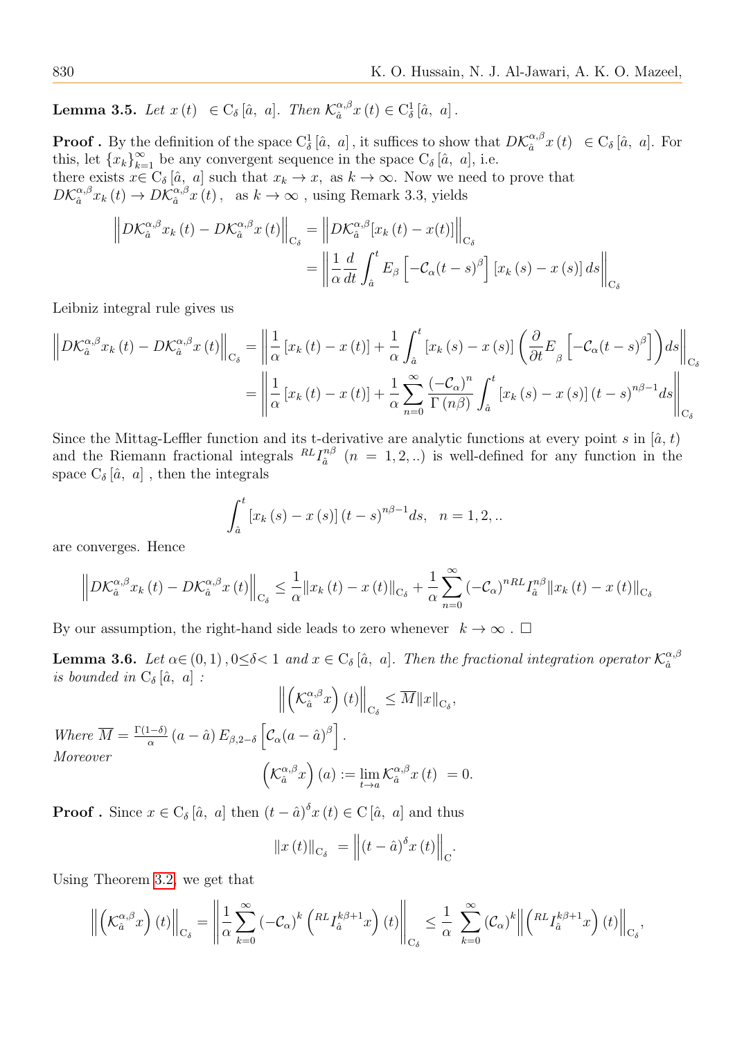**Lemma 3.5.** *Let $x(t) \in C_\delta[\hat{a},\ a]$. Then $\mathcal{K}_{\hat{a}}^{\alpha,\beta}x(t) \in C_\delta^1[\hat{a},\ a]$.*

**Proof .** By the definition of the space $C_\delta^1[\hat{a},\ a]$, it suffices to show that $D\mathcal{K}_{\hat{a}}^{\alpha,\beta}x(t) \in C_\delta[\hat{a},\ a]$. For this, let $\{x_k\}_{k=1}^{\infty}$ be any convergent sequence in the space $C_\delta[\hat{a},\ a]$, i.e.
there exists $x \in C_\delta[\hat{a},\ a]$ such that $x_k \to x$, as $k \to \infty$. Now we need to prove that $D\mathcal{K}_{\hat{a}}^{\alpha,\beta}x_k(t) \to D\mathcal{K}_{\hat{a}}^{\alpha,\beta}x(t)$, as $k \to \infty$ , using Remark 3.3, yields

$$\left\|D\mathcal{K}_{\hat{a}}^{\alpha,\beta}x_k(t) - D\mathcal{K}_{\hat{a}}^{\alpha,\beta}x(t)\right\|_{C_\delta} = \left\|D\mathcal{K}_{\hat{a}}^{\alpha,\beta}[x_k(t) - x(t)]\right\|_{C_\delta}$$
$$= \left\|\frac{1}{\alpha}\frac{d}{dt}\int_{\hat{a}}^{t} E_\beta\left[-\mathcal{C}_\alpha(t-s)^\beta\right][x_k(s) - x(s)]\,ds\right\|_{C_\delta}$$

Leibniz integral rule gives us

$$\left\|D\mathcal{K}_{\hat{a}}^{\alpha,\beta}x_k(t) - D\mathcal{K}_{\hat{a}}^{\alpha,\beta}x(t)\right\|_{C_\delta} = \left\|\frac{1}{\alpha}[x_k(t) - x(t)] + \frac{1}{\alpha}\int_{\hat{a}}^{t}[x_k(s) - x(s)]\left(\frac{\partial}{\partial t}E_\beta\left[-\mathcal{C}_\alpha(t-s)^\beta\right]\right)ds\right\|_{C_\delta}$$
$$= \left\|\frac{1}{\alpha}[x_k(t) - x(t)] + \frac{1}{\alpha}\sum_{n=0}^{\infty}\frac{(-\mathcal{C}_\alpha)^n}{\Gamma(n\beta)}\int_{\hat{a}}^{t}[x_k(s) - x(s)](t-s)^{n\beta-1}ds\right\|_{C_\delta}$$

Since the Mittag-Leffler function and its t-derivative are analytic functions at every point $s$ in $[\hat{a},\ t)$ and the Riemann fractional integrals ${}^{RL}I_{\hat{a}}^{n\beta}$ $(n = 1, 2, ..)$ is well-defined for any function in the space $C_\delta[\hat{a},\ a]$ , then the integrals

$$\int_{\hat{a}}^{t}[x_k(s) - x(s)](t-s)^{n\beta-1}ds, \quad n = 1, 2, ..$$

are converges. Hence

$$\left\|D\mathcal{K}_{\hat{a}}^{\alpha,\beta}x_k(t) - D\mathcal{K}_{\hat{a}}^{\alpha,\beta}x(t)\right\|_{C_\delta} \le \frac{1}{\alpha}\|x_k(t) - x(t)\|_{C_\delta} + \frac{1}{\alpha}\sum_{n=0}^{\infty}(-\mathcal{C}_\alpha)^{n\,RL}I_{\hat{a}}^{n\beta}\|x_k(t) - x(t)\|_{C_\delta}$$

By our assumption, the right-hand side leads to zero whenever $k \to \infty$ . □

**Lemma 3.6.** *Let $\alpha \in (0, 1)$, $0 \le \delta < 1$ and $x \in C_\delta[\hat{a},\ a]$. Then the fractional integration operator $\mathcal{K}_{\hat{a}}^{\alpha,\beta}$ is bounded in $C_\delta[\hat{a},\ a]$ :*

$$\left\|\left(\mathcal{K}_{\hat{a}}^{\alpha,\beta}x\right)(t)\right\|_{C_\delta} \le \overline{M}\|x\|_{C_\delta},$$

*Where $\overline{M} = \frac{\Gamma(1-\delta)}{\alpha}(a - \hat{a})\,E_{\beta,2-\delta}\left[\mathcal{C}_\alpha(a - \hat{a})^\beta\right]$.*
*Moreover*

$$\left(\mathcal{K}_{\hat{a}}^{\alpha,\beta}x\right)(a) := \lim_{t\to a}\mathcal{K}_{\hat{a}}^{\alpha,\beta}x(t) = 0.$$

**Proof .** Since $x \in C_\delta[\hat{a},\ a]$ then $(t - \hat{a})^\delta x(t) \in C[\hat{a},\ a]$ and thus

$$\|x(t)\|_{C_\delta} = \left\|(t - \hat{a})^\delta x(t)\right\|_{C}.$$

Using Theorem 3.2, we get that

$$\left\|\left(\mathcal{K}_{\hat{a}}^{\alpha,\beta}x\right)(t)\right\|_{C_\delta} = \left\|\frac{1}{\alpha}\sum_{k=0}^{\infty}(-\mathcal{C}_\alpha)^k\left({}^{RL}I_{\hat{a}}^{k\beta+1}x\right)(t)\right\|_{C_\delta} \le \frac{1}{\alpha}\sum_{k=0}^{\infty}(\mathcal{C}_\alpha)^k\left\|\left({}^{RL}I_{\hat{a}}^{k\beta+1}x\right)(t)\right\|_{C_\delta},$$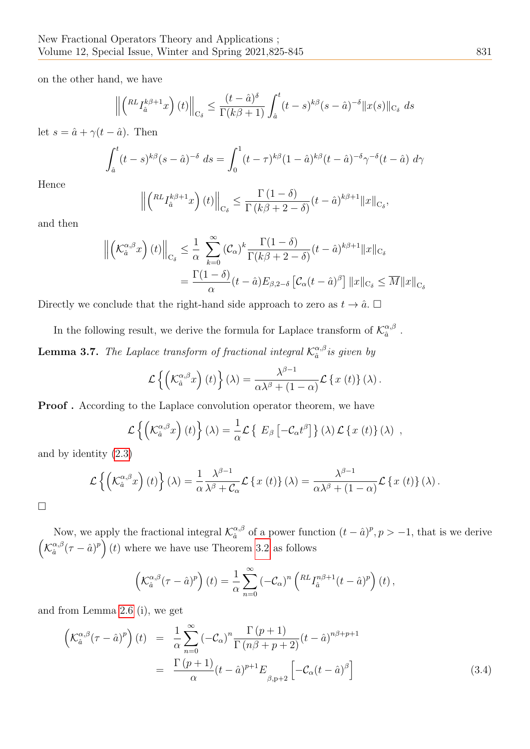on the other hand, we have

$$\left\| \left( {}^{RL}I_{\hat{a}}^{k\beta+1} x \right)(t) \right\|_{C_\delta} \leq \frac{(t-\hat{a})^{\delta}}{\Gamma(k\beta+1)} \int_{\hat{a}}^{t} (t-s)^{k\beta}(s-\hat{a})^{-\delta} \|x(s)\|_{C_\delta} \, ds$$

let $s = \hat{a} + \gamma(t-\hat{a})$. Then

$$\int_{\hat{a}}^{t} (t-s)^{k\beta}(s-\hat{a})^{-\delta} \, ds = \int_{0}^{1} (t-\tau)^{k\beta}(1-\hat{a})^{k\beta}(t-\hat{a})^{-\delta}\gamma^{-\delta}(t-\hat{a}) \, d\gamma$$

Hence

$$\left\| \left( {}^{RL}I_{\hat{a}}^{k\beta+1} x \right)(t) \right\|_{C_\delta} \leq \frac{\Gamma(1-\delta)}{\Gamma(k\beta+2-\delta)} (t-\hat{a})^{k\beta+1} \|x\|_{C_\delta},$$

and then

$$\begin{aligned} \left\| \left( \mathcal{K}_{\hat{a}}^{\alpha,\beta} x \right)(t) \right\|_{C_\delta} &\leq \frac{1}{\alpha} \sum_{k=0}^{\infty} (\mathcal{C}_\alpha)^k \frac{\Gamma(1-\delta)}{\Gamma(k\beta+2-\delta)} (t-\hat{a})^{k\beta+1} \|x\|_{C_\delta} \\ &= \frac{\Gamma(1-\delta)}{\alpha} (t-\hat{a}) E_{\beta,2-\delta}\left[\mathcal{C}_\alpha (t-\hat{a})^{\beta}\right] \|x\|_{C_\delta} \leq \overline{M} \|x\|_{C_\delta} \end{aligned}$$

Directly we conclude that the right-hand side approach to zero as $t \to \hat{a}$. □

In the following result, we derive the formula for Laplace transform of $\mathcal{K}_{\hat{a}}^{\alpha,\beta}$ .

**Lemma 3.7.** *The Laplace transform of fractional integral $\mathcal{K}_{\hat{a}}^{\alpha,\beta}$ is given by*

$$\mathcal{L}\left\{ \left( \mathcal{K}_{\hat{a}}^{\alpha,\beta} x \right)(t) \right\}(\lambda) = \frac{\lambda^{\beta-1}}{\alpha\lambda^{\beta} + (1-\alpha)} \mathcal{L}\left\{ x(t) \right\}(\lambda).$$

**Proof .** According to the Laplace convolution operator theorem, we have

$$\mathcal{L}\left\{ \left( \mathcal{K}_{\hat{a}}^{\alpha,\beta} x \right)(t) \right\}(\lambda) = \frac{1}{\alpha} \mathcal{L}\left\{ E_{\beta}\left[-\mathcal{C}_\alpha t^{\beta}\right] \right\}(\lambda) \, \mathcal{L}\left\{ x(t) \right\}(\lambda) \ ,$$

and by identity (2.3)

$$\mathcal{L}\left\{ \left( \mathcal{K}_{\hat{a}}^{\alpha,\beta} x \right)(t) \right\}(\lambda) = \frac{1}{\alpha} \frac{\lambda^{\beta-1}}{\lambda^{\beta} + \mathcal{C}_\alpha} \mathcal{L}\left\{ x(t) \right\}(\lambda) = \frac{\lambda^{\beta-1}}{\alpha\lambda^{\beta} + (1-\alpha)} \mathcal{L}\left\{ x(t) \right\}(\lambda).$$

□

Now, we apply the fractional integral $\mathcal{K}_{\hat{a}}^{\alpha,\beta}$ of a power function $(t-\hat{a})^p, p > -1$, that is we derive $\left( \mathcal{K}_{\hat{a}}^{\alpha,\beta} (\tau-\hat{a})^p \right)(t)$ where we have use Theorem 3.2 as follows

$$\left( \mathcal{K}_{\hat{a}}^{\alpha,\beta} (\tau-\hat{a})^p \right)(t) = \frac{1}{\alpha} \sum_{n=0}^{\infty} (-\mathcal{C}_\alpha)^n \left( {}^{RL}I_{\hat{a}}^{n\beta+1} (t-\hat{a})^p \right)(t),$$

and from Lemma 2.6 (i), we get

$$\begin{aligned} \left( \mathcal{K}_{\hat{a}}^{\alpha,\beta} (\tau-\hat{a})^p \right)(t) &= \frac{1}{\alpha} \sum_{n=0}^{\infty} (-\mathcal{C}_\alpha)^n \frac{\Gamma(p+1)}{\Gamma(n\beta+p+2)} (t-\hat{a})^{n\beta+p+1} \\ &= \frac{\Gamma(p+1)}{\alpha} (t-\hat{a})^{p+1} E_{\beta,p+2}\left[ -\mathcal{C}_\alpha (t-\hat{a})^{\beta} \right] \end{aligned} \tag{3.4}$$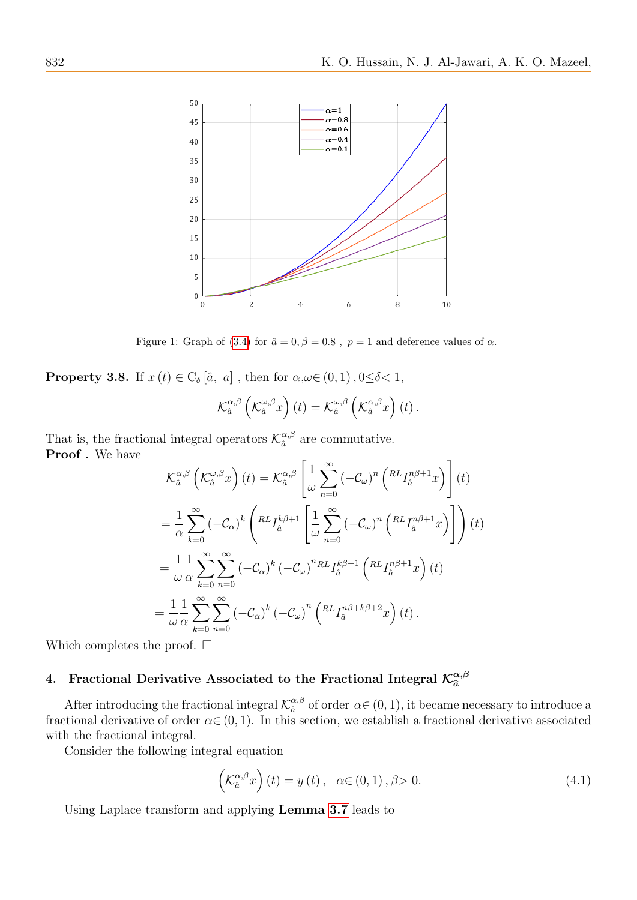Figure 1: Graph of (3.4) for $\hat{a}=0, \beta=0.8$ , $p=1$ and deference values of $\alpha$.

**Property 3.8.** If $x(t) \in C_\delta[\hat{a},\ a]$ , then for $\alpha,\omega \in (0,1), 0 \leq \delta < 1$,

$$\mathcal{K}_{\hat{a}}^{\alpha,\beta}\left(\mathcal{K}_{\hat{a}}^{\omega,\beta}x\right)(t) = \mathcal{K}_{\hat{a}}^{\omega,\beta}\left(\mathcal{K}_{\hat{a}}^{\alpha,\beta}x\right)(t).$$

That is, the fractional integral operators $\mathcal{K}_{\hat{a}}^{\alpha,\beta}$ are commutative.
**Proof .** We have

$$\mathcal{K}_{\hat{a}}^{\alpha,\beta}\left(\mathcal{K}_{\hat{a}}^{\omega,\beta}x\right)(t) = \mathcal{K}_{\hat{a}}^{\alpha,\beta}\left[\frac{1}{\omega}\sum_{n=0}^{\infty}(-\mathcal{C}_\omega)^n\left({}^{RL}I_{\hat{a}}^{n\beta+1}x\right)\right](t)$$

$$= \frac{1}{\alpha}\sum_{k=0}^{\infty}(-\mathcal{C}_\alpha)^k\left({}^{RL}I_{\hat{a}}^{k\beta+1}\left[\frac{1}{\omega}\sum_{n=0}^{\infty}(-\mathcal{C}_\omega)^n\left({}^{RL}I_{\hat{a}}^{n\beta+1}x\right)\right]\right)(t)$$

$$= \frac{1}{\omega}\frac{1}{\alpha}\sum_{k=0}^{\infty}\sum_{n=0}^{\infty}(-\mathcal{C}_\alpha)^k(-\mathcal{C}_\omega)^n\,{}^{RL}I_{\hat{a}}^{k\beta+1}\left({}^{RL}I_{\hat{a}}^{n\beta+1}x\right)(t)$$

$$= \frac{1}{\omega}\frac{1}{\alpha}\sum_{k=0}^{\infty}\sum_{n=0}^{\infty}(-\mathcal{C}_\alpha)^k(-\mathcal{C}_\omega)^n\left({}^{RL}I_{\hat{a}}^{n\beta+k\beta+2}x\right)(t).$$

Which completes the proof. $\square$

## 4. Fractional Derivative Associated to the Fractional Integral $\mathcal{K}_{\hat{a}}^{\alpha,\beta}$

After introducing the fractional integral $\mathcal{K}_{\hat{a}}^{\alpha,\beta}$ of order $\alpha \in (0,1)$, it became necessary to introduce a fractional derivative of order $\alpha \in (0,1)$. In this section, we establish a fractional derivative associated with the fractional integral.

Consider the following integral equation

$$\left(\mathcal{K}_{\hat{a}}^{\alpha,\beta}x\right)(t) = y(t), \quad \alpha \in (0,1), \beta > 0. \tag{4.1}$$

Using Laplace transform and applying **Lemma 3.7** leads to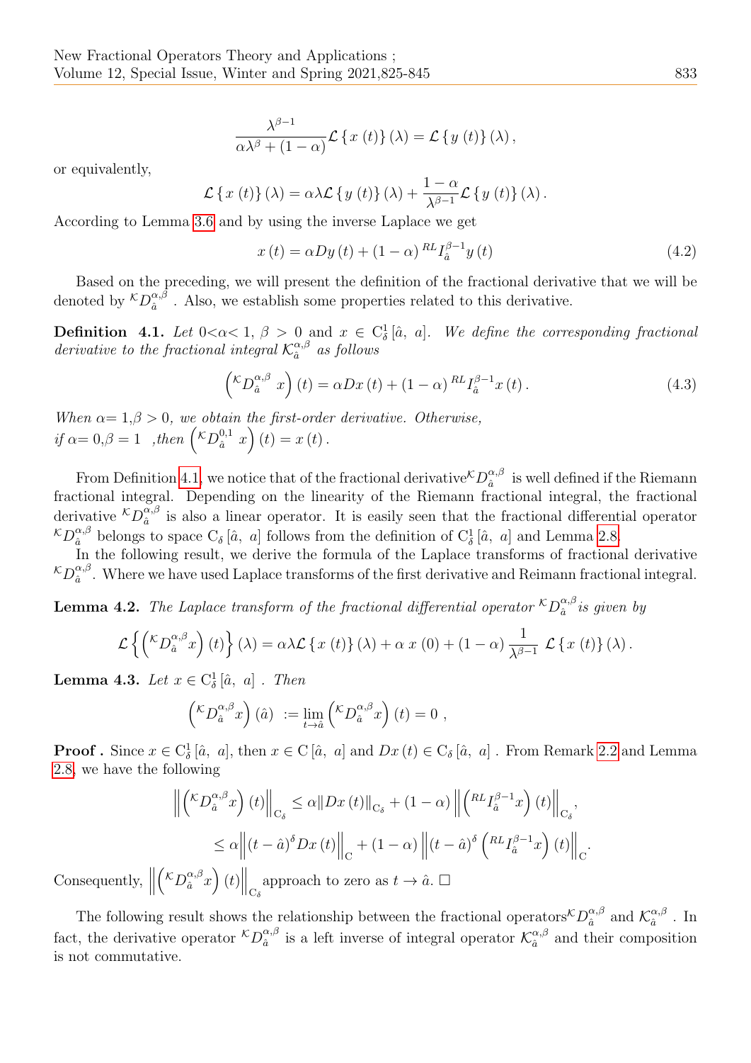$$\frac{\lambda^{\beta-1}}{\alpha\lambda^{\beta}+(1-\alpha)}\mathcal{L}\left\{x\left(t\right)\right\}\left(\lambda\right)=\mathcal{L}\left\{y\left(t\right)\right\}\left(\lambda\right),$$

or equivalently,

$$\mathcal{L}\left\{x\left(t\right)\right\}\left(\lambda\right)=\alpha\lambda\mathcal{L}\left\{y\left(t\right)\right\}\left(\lambda\right)+\frac{1-\alpha}{\lambda^{\beta-1}}\mathcal{L}\left\{y\left(t\right)\right\}\left(\lambda\right).$$

According to Lemma 3.6 and by using the inverse Laplace we get

$$x\left(t\right)=\alpha Dy\left(t\right)+\left(1-\alpha\right){}^{RL}I_{\hat{a}}^{\beta-1}y\left(t\right) \tag{4.2}$$

Based on the preceding, we will present the definition of the fractional derivative that we will be denoted by ${}^{\mathcal{K}}D_{\hat{a}}^{\alpha,\beta}$ . Also, we establish some properties related to this derivative.

**Definition 4.1.** *Let $0<\alpha<1$, $\beta>0$ and $x\in C_{\delta}^{1}\left[\hat{a},\ a\right]$. We define the corresponding fractional derivative to the fractional integral $\mathcal{K}_{\hat{a}}^{\alpha,\beta}$ as follows*

$$\left({}^{\mathcal{K}}D_{\hat{a}}^{\alpha,\beta}\ x\right)\left(t\right)=\alpha Dx\left(t\right)+\left(1-\alpha\right){}^{RL}I_{\hat{a}}^{\beta-1}x\left(t\right). \tag{4.3}$$

*When $\alpha=1,\beta>0$, we obtain the first-order derivative. Otherwise, if $\alpha=0,\beta=1$ ,then $\left({}^{\mathcal{K}}D_{\hat{a}}^{0,1}\ x\right)\left(t\right)=x\left(t\right)$.*

From Definition 4.1, we notice that of the fractional derivative ${}^{\mathcal{K}}D_{\hat{a}}^{\alpha,\beta}$ is well defined if the Riemann fractional integral. Depending on the linearity of the Riemann fractional integral, the fractional derivative ${}^{\mathcal{K}}D_{\hat{a}}^{\alpha,\beta}$ is also a linear operator. It is easily seen that the fractional differential operator ${}^{\mathcal{K}}D_{\hat{a}}^{\alpha,\beta}$ belongs to space $C_{\delta}\left[\hat{a},\ a\right]$ follows from the definition of $C_{\delta}^{1}\left[\hat{a},\ a\right]$ and Lemma 2.8.

In the following result, we derive the formula of the Laplace transforms of fractional derivative ${}^{\mathcal{K}}D_{\hat{a}}^{\alpha,\beta}$. Where we have used Laplace transforms of the first derivative and Reimann fractional integral.

**Lemma 4.2.** *The Laplace transform of the fractional differential operator ${}^{\mathcal{K}}D_{\hat{a}}^{\alpha,\beta}$ is given by*

$$\mathcal{L}\left\{\left({}^{\mathcal{K}}D_{\hat{a}}^{\alpha,\beta}x\right)\left(t\right)\right\}\left(\lambda\right)=\alpha\lambda\mathcal{L}\left\{x\left(t\right)\right\}\left(\lambda\right)+\alpha\ x\left(0\right)+\left(1-\alpha\right)\frac{1}{\lambda^{\beta-1}}\ \mathcal{L}\left\{x\left(t\right)\right\}\left(\lambda\right).$$

**Lemma 4.3.** *Let $x\in C_{\delta}^{1}\left[\hat{a},\ a\right]$ . Then*

$$\left({}^{\mathcal{K}}D_{\hat{a}}^{\alpha,\beta}x\right)\left(\hat{a}\right)\ :=\lim_{t\to\hat{a}}\left({}^{\mathcal{K}}D_{\hat{a}}^{\alpha,\beta}x\right)\left(t\right)=0\ ,$$

**Proof .** Since $x\in C_{\delta}^{1}\left[\hat{a},\ a\right]$, then $x\in C\left[\hat{a},\ a\right]$ and $Dx\left(t\right)\in C_{\delta}\left[\hat{a},\ a\right]$ . From Remark 2.2 and Lemma 2.8, we have the following

$$\left\|\left({}^{\mathcal{K}}D_{\hat{a}}^{\alpha,\beta}x\right)\left(t\right)\right\|_{C_{\delta}}\leq\alpha\left\|Dx\left(t\right)\right\|_{C_{\delta}}+\left(1-\alpha\right)\left\|\left({}^{RL}I_{\hat{a}}^{\beta-1}x\right)\left(t\right)\right\|_{C_{\delta}},$$

$$\leq\alpha\left\|\left(t-\hat{a}\right)^{\delta}Dx\left(t\right)\right\|_{C}+\left(1-\alpha\right)\left\|\left(t-\hat{a}\right)^{\delta}\left({}^{RL}I_{\hat{a}}^{\beta-1}x\right)\left(t\right)\right\|_{C}.$$

Consequently, $\left\|\left({}^{\mathcal{K}}D_{\hat{a}}^{\alpha,\beta}x\right)\left(t\right)\right\|_{C_{\delta}}$ approach to zero as $t\to\hat{a}$. □

The following result shows the relationship between the fractional operators ${}^{\mathcal{K}}D_{\hat{a}}^{\alpha,\beta}$ and $\mathcal{K}_{\hat{a}}^{\alpha,\beta}$ . In fact, the derivative operator ${}^{\mathcal{K}}D_{\hat{a}}^{\alpha,\beta}$ is a left inverse of integral operator $\mathcal{K}_{\hat{a}}^{\alpha,\beta}$ and their composition is not commutative.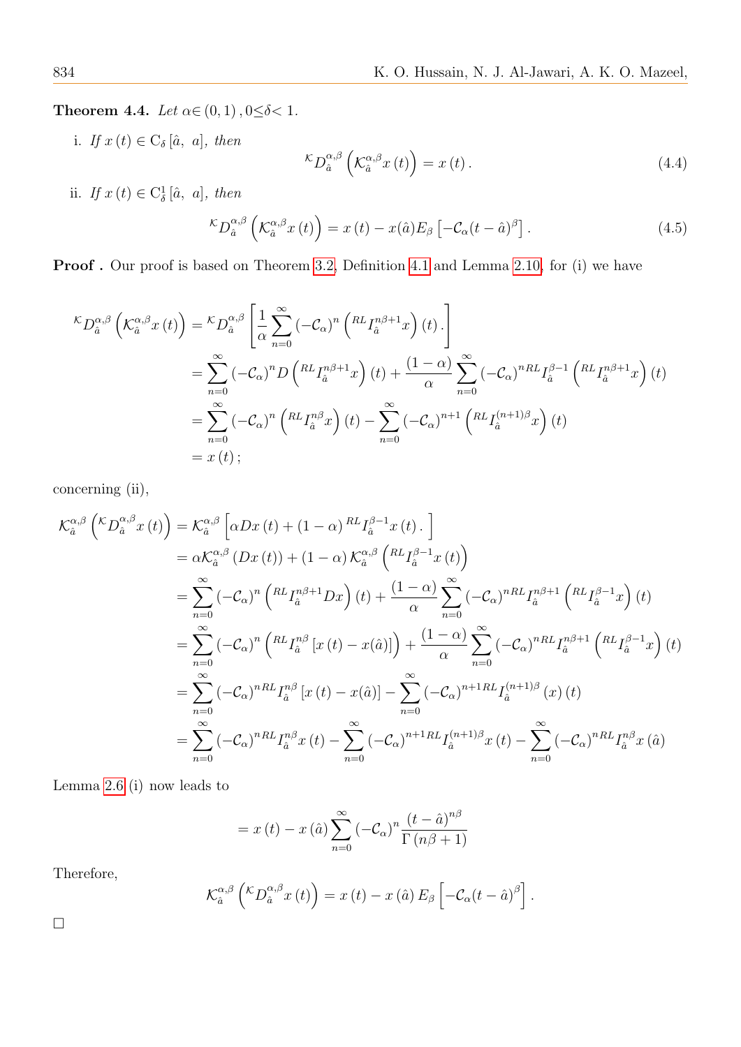**Theorem 4.4.** *Let* $\alpha \in (0,1), 0 \leq \delta < 1$.

i. *If* $x(t) \in C_\delta[\hat{a},\ a]$, *then*

$$
{}^{\mathcal{K}}D_{\hat{a}}^{\alpha,\beta}\left(\mathcal{K}_{\hat{a}}^{\alpha,\beta}x(t)\right) = x(t). \tag{4.4}
$$

ii. *If* $x(t) \in C_\delta^1[\hat{a},\ a]$, *then*

$$
{}^{\mathcal{K}}D_{\hat{a}}^{\alpha,\beta}\left(\mathcal{K}_{\hat{a}}^{\alpha,\beta}x(t)\right) = x(t) - x(\hat{a})E_\beta\left[-\mathcal{C}_\alpha(t-\hat{a})^\beta\right]. \tag{4.5}
$$

**Proof .** Our proof is based on Theorem 3.2, Definition 4.1 and Lemma 2.10, for (i) we have

$$
\begin{aligned}
{}^{\mathcal{K}}D_{\hat{a}}^{\alpha,\beta}\left(\mathcal{K}_{\hat{a}}^{\alpha,\beta}x(t)\right) &= {}^{\mathcal{K}}D_{\hat{a}}^{\alpha,\beta}\left[\frac{1}{\alpha}\sum_{n=0}^{\infty}(-\mathcal{C}_\alpha)^n\left({}^{RL}I_{\hat{a}}^{n\beta+1}x\right)(t).\right] \\
&= \sum_{n=0}^{\infty}(-\mathcal{C}_\alpha)^n D\left({}^{RL}I_{\hat{a}}^{n\beta+1}x\right)(t) + \frac{(1-\alpha)}{\alpha}\sum_{n=0}^{\infty}(-\mathcal{C}_\alpha)^{n\,RL}I_{\hat{a}}^{\beta-1}\left({}^{RL}I_{\hat{a}}^{n\beta+1}x\right)(t) \\
&= \sum_{n=0}^{\infty}(-\mathcal{C}_\alpha)^n\left({}^{RL}I_{\hat{a}}^{n\beta}x\right)(t) - \sum_{n=0}^{\infty}(-\mathcal{C}_\alpha)^{n+1}\left({}^{RL}I_{\hat{a}}^{(n+1)\beta}x\right)(t) \\
&= x(t);
\end{aligned}
$$

concerning (ii),

$$
\begin{aligned}
\mathcal{K}_{\hat{a}}^{\alpha,\beta}\left({}^{\mathcal{K}}D_{\hat{a}}^{\alpha,\beta}x(t)\right) &= \mathcal{K}_{\hat{a}}^{\alpha,\beta}\left[\alpha Dx(t) + (1-\alpha)\,{}^{RL}I_{\hat{a}}^{\beta-1}x(t).\right] \\
&= \alpha\mathcal{K}_{\hat{a}}^{\alpha,\beta}(Dx(t)) + (1-\alpha)\,\mathcal{K}_{\hat{a}}^{\alpha,\beta}\left({}^{RL}I_{\hat{a}}^{\beta-1}x(t)\right) \\
&= \sum_{n=0}^{\infty}(-\mathcal{C}_\alpha)^n\left({}^{RL}I_{\hat{a}}^{n\beta+1}Dx\right)(t) + \frac{(1-\alpha)}{\alpha}\sum_{n=0}^{\infty}(-\mathcal{C}_\alpha)^{n\,RL}I_{\hat{a}}^{n\beta+1}\left({}^{RL}I_{\hat{a}}^{\beta-1}x\right)(t) \\
&= \sum_{n=0}^{\infty}(-\mathcal{C}_\alpha)^n\left({}^{RL}I_{\hat{a}}^{n\beta}\left[x(t)-x(\hat{a})\right]\right) + \frac{(1-\alpha)}{\alpha}\sum_{n=0}^{\infty}(-\mathcal{C}_\alpha)^{n\,RL}I_{\hat{a}}^{n\beta+1}\left({}^{RL}I_{\hat{a}}^{\beta-1}x\right)(t) \\
&= \sum_{n=0}^{\infty}(-\mathcal{C}_\alpha)^{n\,RL}I_{\hat{a}}^{n\beta}\left[x(t)-x(\hat{a})\right] - \sum_{n=0}^{\infty}(-\mathcal{C}_\alpha)^{n+1\,RL}I_{\hat{a}}^{(n+1)\beta}(x)(t) \\
&= \sum_{n=0}^{\infty}(-\mathcal{C}_\alpha)^{n\,RL}I_{\hat{a}}^{n\beta}x(t) - \sum_{n=0}^{\infty}(-\mathcal{C}_\alpha)^{n+1\,RL}I_{\hat{a}}^{(n+1)\beta}x(t) - \sum_{n=0}^{\infty}(-\mathcal{C}_\alpha)^{n\,RL}I_{\hat{a}}^{n\beta}x(\hat{a})
\end{aligned}
$$

Lemma 2.6 (i) now leads to

$$
= x(t) - x(\hat{a})\sum_{n=0}^{\infty}(-\mathcal{C}_\alpha)^n\frac{(t-\hat{a})^{n\beta}}{\Gamma(n\beta+1)}
$$

Therefore,

$$
\mathcal{K}_{\hat{a}}^{\alpha,\beta}\left({}^{\mathcal{K}}D_{\hat{a}}^{\alpha,\beta}x(t)\right) = x(t) - x(\hat{a})\,E_\beta\left[-\mathcal{C}_\alpha(t-\hat{a})^\beta\right].
$$

□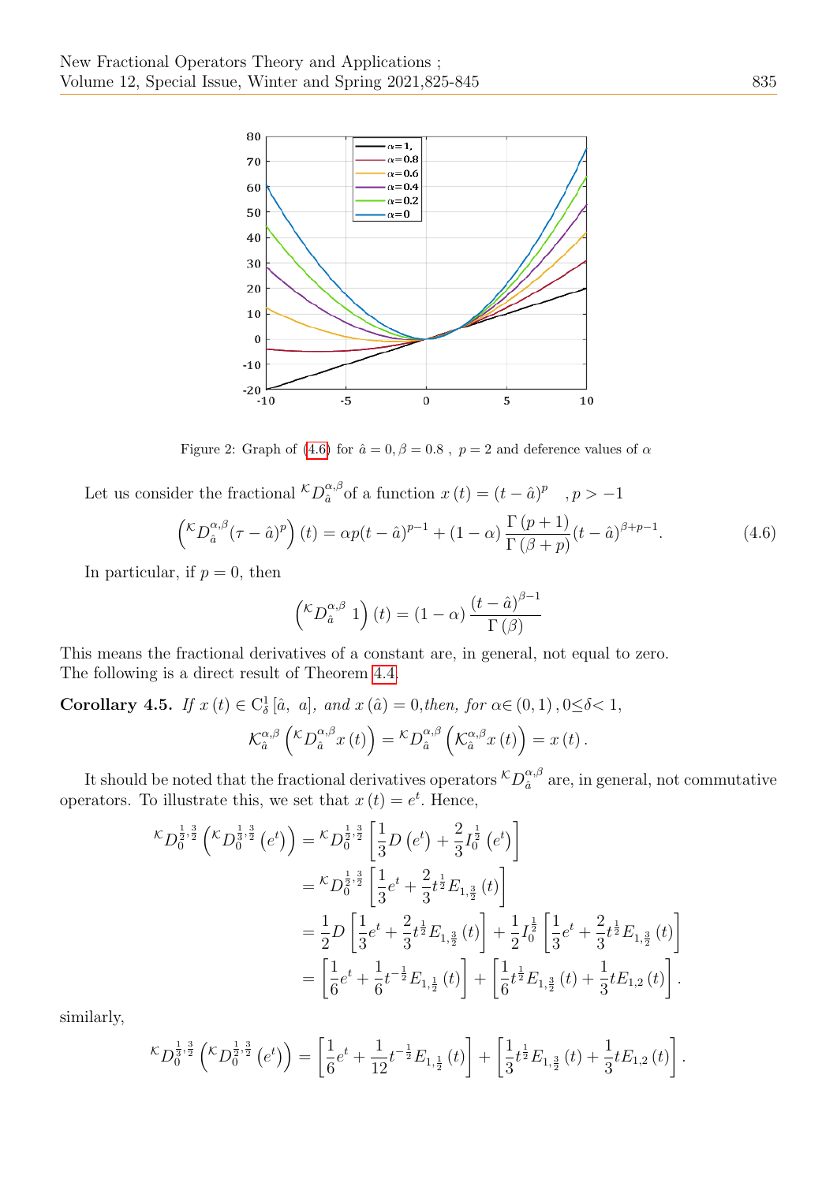Figure 2: Graph of (4.6) for $\hat{a}=0, \beta=0.8$ , $p=2$ and deference values of $\alpha$

Let us consider the fractional ${}^{\mathcal{K}}D_{\hat{a}}^{\alpha,\beta}$of a function $x(t)=(t-\hat{a})^{p}\quad ,p>-1$

$$\left({}^{\mathcal{K}}D_{\hat{a}}^{\alpha,\beta}(\tau-\hat{a})^{p}\right)(t)=\alpha p(t-\hat{a})^{p-1}+(1-\alpha)\frac{\Gamma(p+1)}{\Gamma(\beta+p)}(t-\hat{a})^{\beta+p-1}. \tag{4.6}$$

In particular, if $p=0$, then

$$\left({}^{\mathcal{K}}D_{\hat{a}}^{\alpha,\beta}\ 1\right)(t)=(1-\alpha)\frac{(t-\hat{a})^{\beta-1}}{\Gamma(\beta)}$$

This means the fractional derivatives of a constant are, in general, not equal to zero.
The following is a direct result of Theorem 4.4.

**Corollary 4.5.** *If $x(t)\in C_{\delta}^{1}[\hat{a},\ a]$, and $x(\hat{a})=0$,then, for $\alpha\in(0,1)\,, 0\le\delta<1$,*

$$\mathcal{K}_{\hat{a}}^{\alpha,\beta}\left({}^{\mathcal{K}}D_{\hat{a}}^{\alpha,\beta}x(t)\right)={}^{\mathcal{K}}D_{\hat{a}}^{\alpha,\beta}\left(\mathcal{K}_{\hat{a}}^{\alpha,\beta}x(t)\right)=x(t)\,.$$

It should be noted that the fractional derivatives operators ${}^{\mathcal{K}}D_{\hat{a}}^{\alpha,\beta}$ are, in general, not commutative operators. To illustrate this, we set that $x(t)=e^{t}$. Hence,

$$\begin{aligned}
{}^{\mathcal{K}}D_{0}^{\frac{1}{2},\frac{3}{2}}\left({}^{\mathcal{K}}D_{0}^{\frac{1}{3},\frac{3}{2}}\left(e^{t}\right)\right) &= {}^{\mathcal{K}}D_{0}^{\frac{1}{2},\frac{3}{2}}\left[\frac{1}{3}D\left(e^{t}\right)+\frac{2}{3}I_{0}^{\frac{1}{2}}\left(e^{t}\right)\right]\\
&= {}^{\mathcal{K}}D_{0}^{\frac{1}{2},\frac{3}{2}}\left[\frac{1}{3}e^{t}+\frac{2}{3}t^{\frac{1}{2}}E_{1,\frac{3}{2}}(t)\right]\\
&= \frac{1}{2}D\left[\frac{1}{3}e^{t}+\frac{2}{3}t^{\frac{1}{2}}E_{1,\frac{3}{2}}(t)\right]+\frac{1}{2}I_{0}^{\frac{1}{2}}\left[\frac{1}{3}e^{t}+\frac{2}{3}t^{\frac{1}{2}}E_{1,\frac{3}{2}}(t)\right]\\
&= \left[\frac{1}{6}e^{t}+\frac{1}{6}t^{-\frac{1}{2}}E_{1,\frac{1}{2}}(t)\right]+\left[\frac{1}{6}t^{\frac{1}{2}}E_{1,\frac{3}{2}}(t)+\frac{1}{3}tE_{1,2}(t)\right].
\end{aligned}$$

similarly,

$${}^{\mathcal{K}}D_{0}^{\frac{1}{3},\frac{3}{2}}\left({}^{\mathcal{K}}D_{0}^{\frac{1}{2},\frac{3}{2}}\left(e^{t}\right)\right)=\left[\frac{1}{6}e^{t}+\frac{1}{12}t^{-\frac{1}{2}}E_{1,\frac{1}{2}}(t)\right]+\left[\frac{1}{3}t^{\frac{1}{2}}E_{1,\frac{3}{2}}(t)+\frac{1}{3}tE_{1,2}(t)\right].$$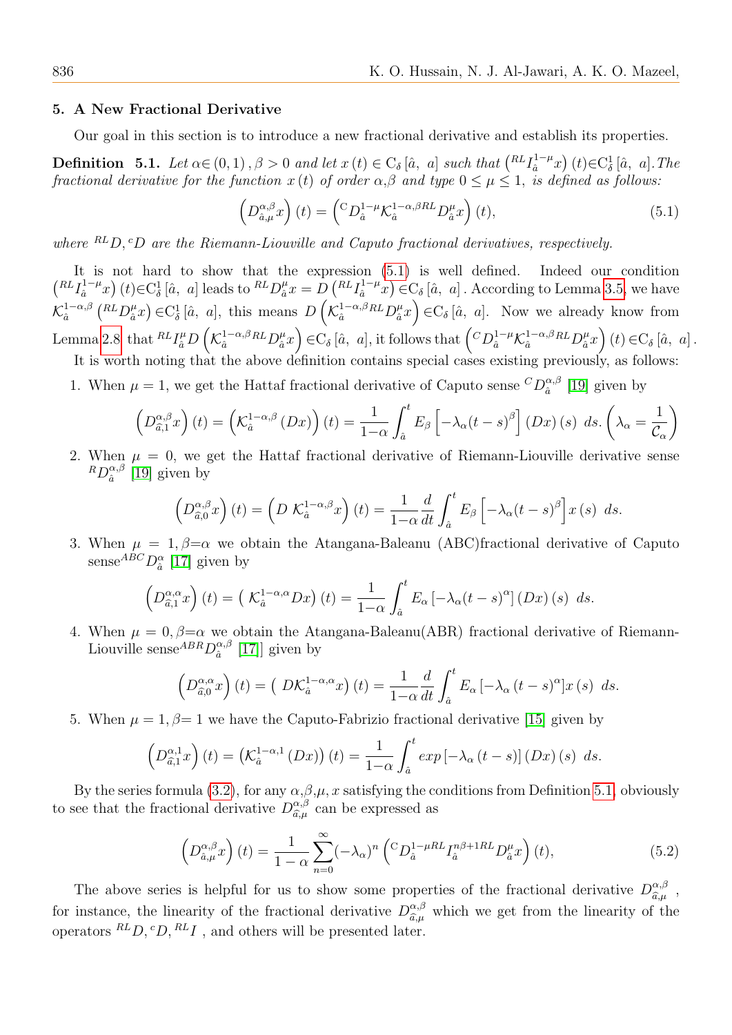## 5. A New Fractional Derivative

Our goal in this section is to introduce a new fractional derivative and establish its properties.

**Definition 5.1.** *Let $\alpha\in(0,1)$, $\beta>0$ and let $x(t)\in C_\delta[\hat{a},\ a]$ such that $\left({}^{RL}I_{\hat{a}}^{1-\mu}x\right)(t)\in C_\delta^1[\hat{a},\ a]$. The fractional derivative for the function $x(t)$ of order $\alpha,\beta$ and type $0\le\mu\le1$, is defined as follows:*

$$\left(D_{\hat{a},\mu}^{\alpha,\beta}x\right)(t)=\left({}^{C}D_{\hat{a}}^{1-\mu}\mathcal{K}_{\hat{a}}^{1-\alpha,\beta RL}D_{\hat{a}}^{\mu}x\right)(t), \tag{5.1}$$

*where ${}^{RL}D,{}^{c}D$ are the Riemann-Liouville and Caputo fractional derivatives, respectively.*

It is not hard to show that the expression (5.1) is well defined. Indeed our condition $\left({}^{RL}I_{\hat{a}}^{1-\mu}x\right)(t)\in C_\delta^1[\hat{a},\ a]$ leads to ${}^{RL}D_{\hat{a}}^{\mu}x=D\left({}^{RL}I_{\hat{a}}^{1-\mu}x\right)\in C_\delta[\hat{a},\ a]$. According to Lemma 3.5, we have $\mathcal{K}_{\hat{a}}^{1-\alpha,\beta}\left({}^{RL}D_{\hat{a}}^{\mu}x\right)\in C_\delta^1[\hat{a},\ a]$, this means $D\left(\mathcal{K}_{\hat{a}}^{1-\alpha,\beta RL}D_{\hat{a}}^{\mu}x\right)\in C_\delta[\hat{a},\ a]$. Now we already know from Lemma 2.8 that ${}^{RL}I_{\hat{a}}^{\mu}D\left(\mathcal{K}_{\hat{a}}^{1-\alpha,\beta RL}D_{\hat{a}}^{\mu}x\right)\in C_\delta[\hat{a},\ a]$, it follows that $\left({}^{C}D_{\hat{a}}^{1-\mu}\mathcal{K}_{\hat{a}}^{1-\alpha,\beta RL}D_{\hat{a}}^{\mu}x\right)(t)\in C_\delta[\hat{a},\ a]$.

It is worth noting that the above definition contains special cases existing previously, as follows:

1. When $\mu=1$, we get the Hattaf fractional derivative of Caputo sense ${}^{C}D_{\hat{a}}^{\alpha,\beta}$ [19] given by

$$\left(D_{\hat{a},1}^{\alpha,\beta}x\right)(t)=\left(\mathcal{K}_{\hat{a}}^{1-\alpha,\beta}(Dx)\right)(t)=\frac{1}{1-\alpha}\int_{\hat{a}}^{t}E_\beta\left[-\lambda_\alpha(t-s)^\beta\right](Dx)(s)\ ds.\left(\lambda_\alpha=\frac{1}{\mathcal{C}_\alpha}\right)$$

2. When $\mu=0$, we get the Hattaf fractional derivative of Riemann-Liouville derivative sense ${}^{R}D_{\hat{a}}^{\alpha,\beta}$ [19] given by

$$\left(D_{\hat{a},0}^{\alpha,\beta}x\right)(t)=\left(D\ \mathcal{K}_{\hat{a}}^{1-\alpha,\beta}x\right)(t)=\frac{1}{1-\alpha}\frac{d}{dt}\int_{\hat{a}}^{t}E_\beta\left[-\lambda_\alpha(t-s)^\beta\right]x(s)\ ds.$$

3. When $\mu=1,\beta=\alpha$ we obtain the Atangana-Baleanu (ABC)fractional derivative of Caputo sense${}^{ABC}D_{\hat{a}}^{\alpha}$ [17] given by

$$\left(D_{\hat{a},1}^{\alpha,\alpha}x\right)(t)=\left(\ \mathcal{K}_{\hat{a}}^{1-\alpha,\alpha}Dx\right)(t)=\frac{1}{1-\alpha}\int_{\hat{a}}^{t}E_\alpha\left[-\lambda_\alpha(t-s)^\alpha\right](Dx)(s)\ ds.$$

4. When $\mu=0,\beta=\alpha$ we obtain the Atangana-Baleanu(ABR) fractional derivative of Riemann-Liouville sense${}^{ABR}D_{\hat{a}}^{\alpha,\beta}$ [17]] given by

$$\left(D_{\hat{a},0}^{\alpha,\alpha}x\right)(t)=\left(\ D\mathcal{K}_{\hat{a}}^{1-\alpha,\alpha}x\right)(t)=\frac{1}{1-\alpha}\frac{d}{dt}\int_{\hat{a}}^{t}E_\alpha\left[-\lambda_\alpha(t-s)^\alpha\right]x(s)\ ds.$$

5. When $\mu=1,\beta=1$ we have the Caputo-Fabrizio fractional derivative [15] given by

$$\left(D_{\hat{a},1}^{\alpha,1}x\right)(t)=\left(\mathcal{K}_{\hat{a}}^{1-\alpha,1}(Dx)\right)(t)=\frac{1}{1-\alpha}\int_{\hat{a}}^{t}exp\left[-\lambda_\alpha(t-s)\right](Dx)(s)\ ds.$$

By the series formula (3.2), for any $\alpha,\beta,\mu,x$ satisfying the conditions from Definition 5.1, obviously to see that the fractional derivative $D_{\hat{a},\mu}^{\alpha,\beta}$ can be expressed as

$$\left(D_{\hat{a},\mu}^{\alpha,\beta}x\right)(t)=\frac{1}{1-\alpha}\sum_{n=0}^{\infty}(-\lambda_\alpha)^n\left({}^{C}D_{\hat{a}}^{1-\mu RL}I_{\hat{a}}^{n\beta+1RL}D_{\hat{a}}^{\mu}x\right)(t), \tag{5.2}$$

The above series is helpful for us to show some properties of the fractional derivative $D_{\hat{a},\mu}^{\alpha,\beta}$, for instance, the linearity of the fractional derivative $D_{\hat{a},\mu}^{\alpha,\beta}$ which we get from the linearity of the operators ${}^{RL}D,{}^{c}D,{}^{RL}I$, and others will be presented later.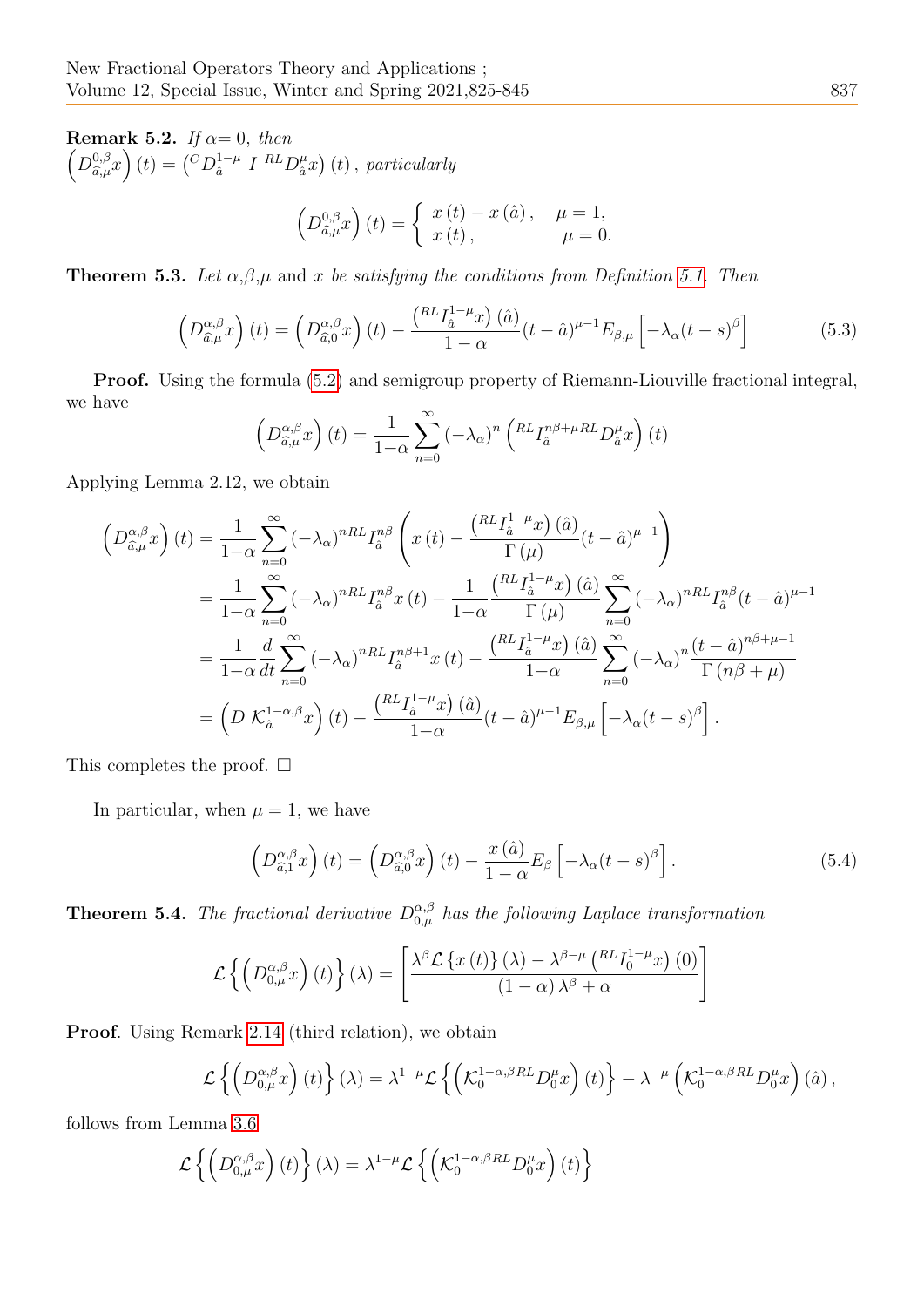**Remark 5.2.** *If* $\alpha = 0$, *then*
$\left(D^{0,\beta}_{\widehat{a},\mu}x\right)(t) = \left({}^{C}D^{1-\mu}_{\hat{a}}\ I\ {}^{RL}D^{\mu}_{\hat{a}}x\right)(t)$, *particularly*

$$\left(D^{0,\beta}_{\widehat{a},\mu}x\right)(t) = \begin{cases} x(t) - x(\hat{a}), & \mu = 1, \\ x(t), & \mu = 0. \end{cases}$$

**Theorem 5.3.** *Let* $\alpha$,$\beta$,$\mu$ and $x$ *be satisfying the conditions from Definition 5.1. Then*

$$\left(D^{\alpha,\beta}_{\widehat{a},\mu}x\right)(t) = \left(D^{\alpha,\beta}_{\widehat{a},0}x\right)(t) - \frac{\left({}^{RL}I^{1-\mu}_{\hat{a}}x\right)(\hat{a})}{1-\alpha}(t-\hat{a})^{\mu-1}E_{\beta,\mu}\left[-\lambda_{\alpha}(t-s)^{\beta}\right] \tag{5.3}$$

**Proof.** Using the formula (5.2) and semigroup property of Riemann-Liouville fractional integral, we have

$$\left(D^{\alpha,\beta}_{\widehat{a},\mu}x\right)(t) = \frac{1}{1-\alpha}\sum_{n=0}^{\infty}(-\lambda_{\alpha})^{n}\left({}^{RL}I^{n\beta+\mu RL}_{\hat{a}}D^{\mu}_{\hat{a}}x\right)(t)$$

Applying Lemma 2.12, we obtain

$$\begin{aligned}
\left(D^{\alpha,\beta}_{\widehat{a},\mu}x\right)(t) &= \frac{1}{1-\alpha}\sum_{n=0}^{\infty}(-\lambda_{\alpha})^{nRL}I^{n\beta}_{\hat{a}}\left(x(t) - \frac{\left({}^{RL}I^{1-\mu}_{\hat{a}}x\right)(\hat{a})}{\Gamma(\mu)}(t-\hat{a})^{\mu-1}\right) \\
&= \frac{1}{1-\alpha}\sum_{n=0}^{\infty}(-\lambda_{\alpha})^{nRL}I^{n\beta}_{\hat{a}}x(t) - \frac{1}{1-\alpha}\frac{\left({}^{RL}I^{1-\mu}_{\hat{a}}x\right)(\hat{a})}{\Gamma(\mu)}\sum_{n=0}^{\infty}(-\lambda_{\alpha})^{nRL}I^{n\beta}_{\hat{a}}(t-\hat{a})^{\mu-1} \\
&= \frac{1}{1-\alpha}\frac{d}{dt}\sum_{n=0}^{\infty}(-\lambda_{\alpha})^{nRL}I^{n\beta+1}_{\hat{a}}x(t) - \frac{\left({}^{RL}I^{1-\mu}_{\hat{a}}x\right)(\hat{a})}{1-\alpha}\sum_{n=0}^{\infty}(-\lambda_{\alpha})^{n}\frac{(t-\hat{a})^{n\beta+\mu-1}}{\Gamma(n\beta+\mu)} \\
&= \left(D\ \mathcal{K}^{1-\alpha,\beta}_{\hat{a}}x\right)(t) - \frac{\left({}^{RL}I^{1-\mu}_{\hat{a}}x\right)(\hat{a})}{1-\alpha}(t-\hat{a})^{\mu-1}E_{\beta,\mu}\left[-\lambda_{\alpha}(t-s)^{\beta}\right].
\end{aligned}$$

This completes the proof. □

In particular, when $\mu = 1$, we have

$$\left(D^{\alpha,\beta}_{\widehat{a},1}x\right)(t) = \left(D^{\alpha,\beta}_{\widehat{a},0}x\right)(t) - \frac{x(\hat{a})}{1-\alpha}E_{\beta}\left[-\lambda_{\alpha}(t-s)^{\beta}\right]. \tag{5.4}$$

**Theorem 5.4.** *The fractional derivative* $D^{\alpha,\beta}_{0,\mu}$ *has the following Laplace transformation*

$$\mathcal{L}\left\{\left(D^{\alpha,\beta}_{0,\mu}x\right)(t)\right\}(\lambda) = \left[\frac{\lambda^{\beta}\mathcal{L}\left\{x(t)\right\}(\lambda) - \lambda^{\beta-\mu}\left({}^{RL}I^{1-\mu}_{0}x\right)(0)}{(1-\alpha)\lambda^{\beta}+\alpha}\right]$$

**Proof**. Using Remark 2.14 (third relation), we obtain

$$\mathcal{L}\left\{\left(D^{\alpha,\beta}_{0,\mu}x\right)(t)\right\}(\lambda) = \lambda^{1-\mu}\mathcal{L}\left\{\left(\mathcal{K}^{1-\alpha,\beta RL}_{0}D^{\mu}_{0}x\right)(t)\right\} - \lambda^{-\mu}\left(\mathcal{K}^{1-\alpha,\beta RL}_{0}D^{\mu}_{0}x\right)(\hat{a}),$$

follows from Lemma 3.6

$$\mathcal{L}\left\{\left(D^{\alpha,\beta}_{0,\mu}x\right)(t)\right\}(\lambda) = \lambda^{1-\mu}\mathcal{L}\left\{\left(\mathcal{K}^{1-\alpha,\beta RL}_{0}D^{\mu}_{0}x\right)(t)\right\}$$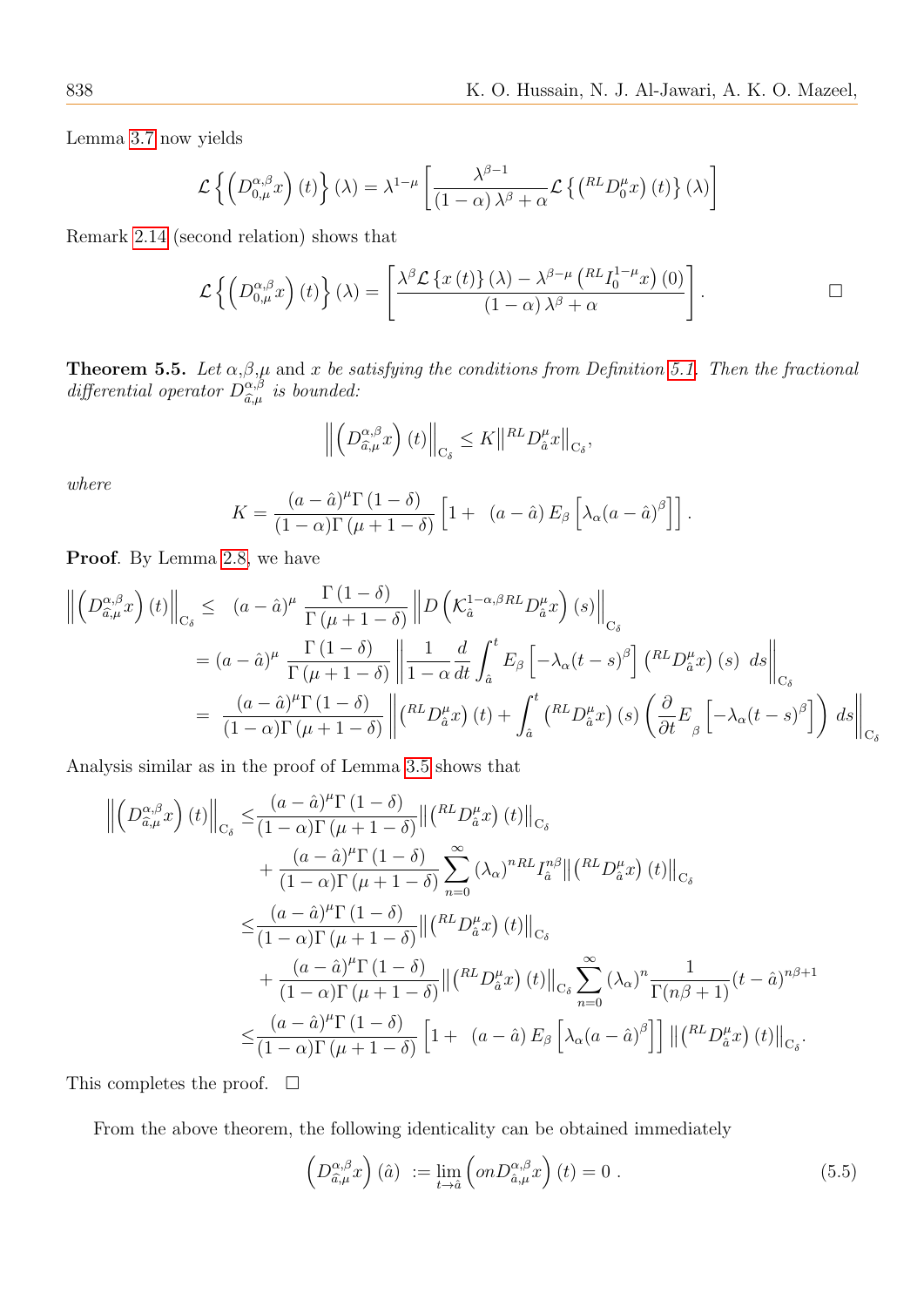Lemma 3.7 now yields

$$\mathcal{L}\left\{\left(D_{0,\mu}^{\alpha,\beta}x\right)(t)\right\}(\lambda) = \lambda^{1-\mu}\left[\frac{\lambda^{\beta-1}}{(1-\alpha)\lambda^{\beta}+\alpha}\mathcal{L}\left\{\left({}^{RL}D_0^{\mu}x\right)(t)\right\}(\lambda)\right]$$

Remark 2.14 (second relation) shows that

$$\mathcal{L}\left\{\left(D_{0,\mu}^{\alpha,\beta}x\right)(t)\right\}(\lambda) = \left[\frac{\lambda^{\beta}\mathcal{L}\left\{x(t)\right\}(\lambda) - \lambda^{\beta-\mu}\left({}^{RL}I_0^{1-\mu}x\right)(0)}{(1-\alpha)\lambda^{\beta}+\alpha}\right].$$

□

**Theorem 5.5.** *Let $\alpha$,$\beta$,$\mu$ and $x$ be satisfying the conditions from Definition 5.1. Then the fractional differential operator $D_{\hat{a},\mu}^{\alpha,\beta}$ is bounded:*

$$\left\|\left(D_{\hat{a},\mu}^{\alpha,\beta}x\right)(t)\right\|_{C_\delta} \leq K\left\|{}^{RL}D_{\hat{a}}^{\mu}x\right\|_{C_\delta},$$

*where*

$$K = \frac{(a-\hat{a})^{\mu}\Gamma(1-\delta)}{(1-\alpha)\Gamma(\mu+1-\delta)}\left[1+\ (a-\hat{a})\,E_{\beta}\left[\lambda_{\alpha}(a-\hat{a})^{\beta}\right]\right].$$

**Proof**. By Lemma 2.8, we have

$$\begin{aligned}
\left\|\left(D_{\hat{a},\mu}^{\alpha,\beta}x\right)(t)\right\|_{C_\delta} \leq&\ \ (a-\hat{a})^{\mu}\,\frac{\Gamma(1-\delta)}{\Gamma(\mu+1-\delta)}\left\|D\left(\mathcal{K}_{\hat{a}}^{1-\alpha,\beta RL}D_{\hat{a}}^{\mu}x\right)(s)\right\|_{C_\delta} \\
=&\ (a-\hat{a})^{\mu}\,\frac{\Gamma(1-\delta)}{\Gamma(\mu+1-\delta)}\left\|\frac{1}{1-\alpha}\frac{d}{dt}\int_{\hat{a}}^{t}E_{\beta}\left[-\lambda_{\alpha}(t-s)^{\beta}\right]\left({}^{RL}D_{\hat{a}}^{\mu}x\right)(s)\ ds\right\|_{C_\delta} \\
=&\ \frac{(a-\hat{a})^{\mu}\Gamma(1-\delta)}{(1-\alpha)\Gamma(\mu+1-\delta)}\left\|\left({}^{RL}D_{\hat{a}}^{\mu}x\right)(t) + \int_{\hat{a}}^{t}\left({}^{RL}D_{\hat{a}}^{\mu}x\right)(s)\left(\frac{\partial}{\partial t}E_{\beta}\left[-\lambda_{\alpha}(t-s)^{\beta}\right]\right)\,ds\right\|_{C_\delta}
\end{aligned}$$

Analysis similar as in the proof of Lemma 3.5 shows that

$$\begin{aligned}
\left\|\left(D_{\hat{a},\mu}^{\alpha,\beta}x\right)(t)\right\|_{C_\delta} \leq& \frac{(a-\hat{a})^{\mu}\Gamma(1-\delta)}{(1-\alpha)\Gamma(\mu+1-\delta)}\left\|\left({}^{RL}D_{\hat{a}}^{\mu}x\right)(t)\right\|_{C_\delta} \\
&+ \frac{(a-\hat{a})^{\mu}\Gamma(1-\delta)}{(1-\alpha)\Gamma(\mu+1-\delta)}\sum_{n=0}^{\infty}(\lambda_{\alpha})^{n\,RL}I_{\hat{a}}^{n\beta}\left\|\left({}^{RL}D_{\hat{a}}^{\mu}x\right)(t)\right\|_{C_\delta} \\
\leq& \frac{(a-\hat{a})^{\mu}\Gamma(1-\delta)}{(1-\alpha)\Gamma(\mu+1-\delta)}\left\|\left({}^{RL}D_{\hat{a}}^{\mu}x\right)(t)\right\|_{C_\delta} \\
&+ \frac{(a-\hat{a})^{\mu}\Gamma(1-\delta)}{(1-\alpha)\Gamma(\mu+1-\delta)}\left\|\left({}^{RL}D_{\hat{a}}^{\mu}x\right)(t)\right\|_{C_\delta}\sum_{n=0}^{\infty}(\lambda_{\alpha})^{n}\frac{1}{\Gamma(n\beta+1)}(t-\hat{a})^{n\beta+1} \\
\leq& \frac{(a-\hat{a})^{\mu}\Gamma(1-\delta)}{(1-\alpha)\Gamma(\mu+1-\delta)}\left[1+\ (a-\hat{a})\,E_{\beta}\left[\lambda_{\alpha}(a-\hat{a})^{\beta}\right]\right]\left\|\left({}^{RL}D_{\hat{a}}^{\mu}x\right)(t)\right\|_{C_\delta}.
\end{aligned}$$

This completes the proof. □

From the above theorem, the following identicality can be obtained immediately

$$\left(D_{\hat{a},\mu}^{\alpha,\beta}x\right)(\hat{a})\ := \lim_{t\to\hat{a}}\left(onD_{\hat{a},\mu}^{\alpha,\beta}x\right)(t) = 0\ . \tag{5.5}$$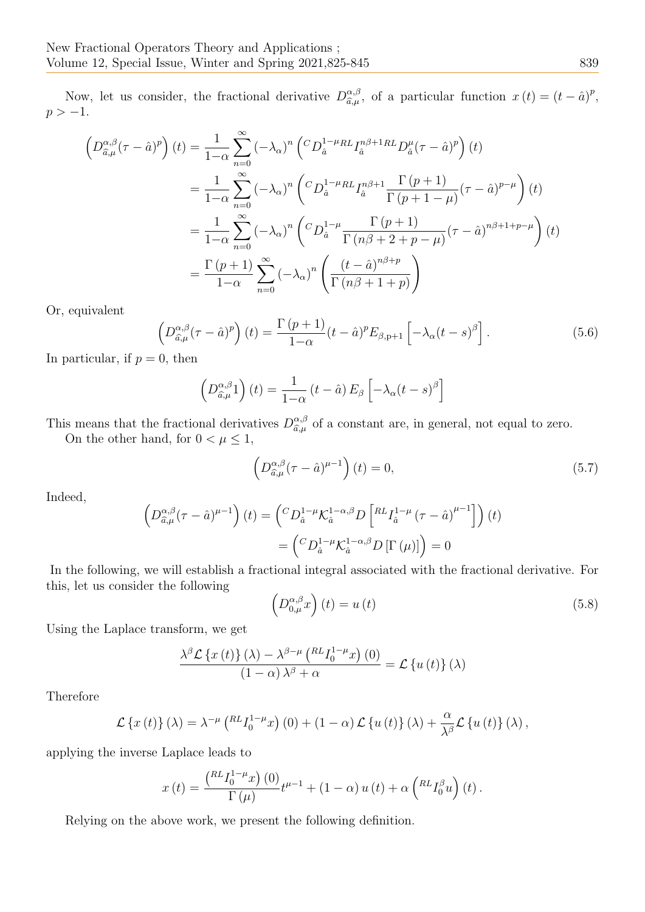Now, let us consider, the fractional derivative $D_{\widehat{a},\mu}^{\alpha,\beta}$, of a particular function $x(t) = (t-\hat{a})^p$, $p > -1$.

$$
\begin{aligned}
\left(D_{\widehat{a},\mu}^{\alpha,\beta}(\tau-\hat{a})^p\right)(t) &= \frac{1}{1-\alpha}\sum_{n=0}^{\infty}(-\lambda_\alpha)^n\left({}^{C}D_{\hat{a}}^{1-\mu RL}I_{\hat{a}}^{n\beta+1RL}D_{\hat{a}}^{\mu}(\tau-\hat{a})^p\right)(t) \\
&= \frac{1}{1-\alpha}\sum_{n=0}^{\infty}(-\lambda_\alpha)^n\left({}^{C}D_{\hat{a}}^{1-\mu RL}I_{\hat{a}}^{n\beta+1}\frac{\Gamma(p+1)}{\Gamma(p+1-\mu)}(\tau-\hat{a})^{p-\mu}\right)(t) \\
&= \frac{1}{1-\alpha}\sum_{n=0}^{\infty}(-\lambda_\alpha)^n\left({}^{C}D_{\hat{a}}^{1-\mu}\frac{\Gamma(p+1)}{\Gamma(n\beta+2+p-\mu)}(\tau-\hat{a})^{n\beta+1+p-\mu}\right)(t) \\
&= \frac{\Gamma(p+1)}{1-\alpha}\sum_{n=0}^{\infty}(-\lambda_\alpha)^n\left(\frac{(t-\hat{a})^{n\beta+p}}{\Gamma(n\beta+1+p)}\right)
\end{aligned}
$$

Or, equivalent

$$
\left(D_{\widehat{a},\mu}^{\alpha,\beta}(\tau-\hat{a})^p\right)(t) = \frac{\Gamma(p+1)}{1-\alpha}(t-\hat{a})^p E_{\beta,\mathrm{p}+1}\left[-\lambda_\alpha(t-s)^\beta\right]. \tag{5.6}
$$

In particular, if $p = 0$, then

$$
\left(D_{\widehat{a},\mu}^{\alpha,\beta}1\right)(t) = \frac{1}{1-\alpha}(t-\hat{a})E_\beta\left[-\lambda_\alpha(t-s)^\beta\right]
$$

This means that the fractional derivatives $D_{\widehat{a},\mu}^{\alpha,\beta}$ of a constant are, in general, not equal to zero.

On the other hand, for $0 < \mu \leq 1$,

$$
\left(D_{\widehat{a},\mu}^{\alpha,\beta}(\tau-\hat{a})^{\mu-1}\right)(t) = 0, \tag{5.7}
$$

Indeed,

$$
\begin{aligned}
\left(D_{\widehat{a},\mu}^{\alpha,\beta}(\tau-\hat{a})^{\mu-1}\right)(t) &= \left({}^{C}D_{\hat{a}}^{1-\mu}\mathcal{K}_{\hat{a}}^{1-\alpha,\beta}D\left[{}^{RL}I_{\hat{a}}^{1-\mu}(\tau-\hat{a})^{\mu-1}\right]\right)(t) \\
&= \left({}^{C}D_{\hat{a}}^{1-\mu}\mathcal{K}_{\hat{a}}^{1-\alpha,\beta}D\left[\Gamma(\mu)\right]\right) = 0
\end{aligned}
$$

In the following, we will establish a fractional integral associated with the fractional derivative. For this, let us consider the following

$$
\left(D_{0,\mu}^{\alpha,\beta}x\right)(t) = u(t) \tag{5.8}
$$

Using the Laplace transform, we get

$$
\frac{\lambda^\beta\mathcal{L}\{x(t)\}(\lambda) - \lambda^{\beta-\mu}\left({}^{RL}I_0^{1-\mu}x\right)(0)}{(1-\alpha)\lambda^\beta+\alpha} = \mathcal{L}\{u(t)\}(\lambda)
$$

Therefore

$$
\mathcal{L}\{x(t)\}(\lambda) = \lambda^{-\mu}\left({}^{RL}I_0^{1-\mu}x\right)(0) + (1-\alpha)\mathcal{L}\{u(t)\}(\lambda) + \frac{\alpha}{\lambda^\beta}\mathcal{L}\{u(t)\}(\lambda),
$$

applying the inverse Laplace leads to

$$
x(t) = \frac{\left({}^{RL}I_0^{1-\mu}x\right)(0)}{\Gamma(\mu)}t^{\mu-1} + (1-\alpha)u(t) + \alpha\left({}^{RL}I_0^{\beta}u\right)(t).
$$

Relying on the above work, we present the following definition.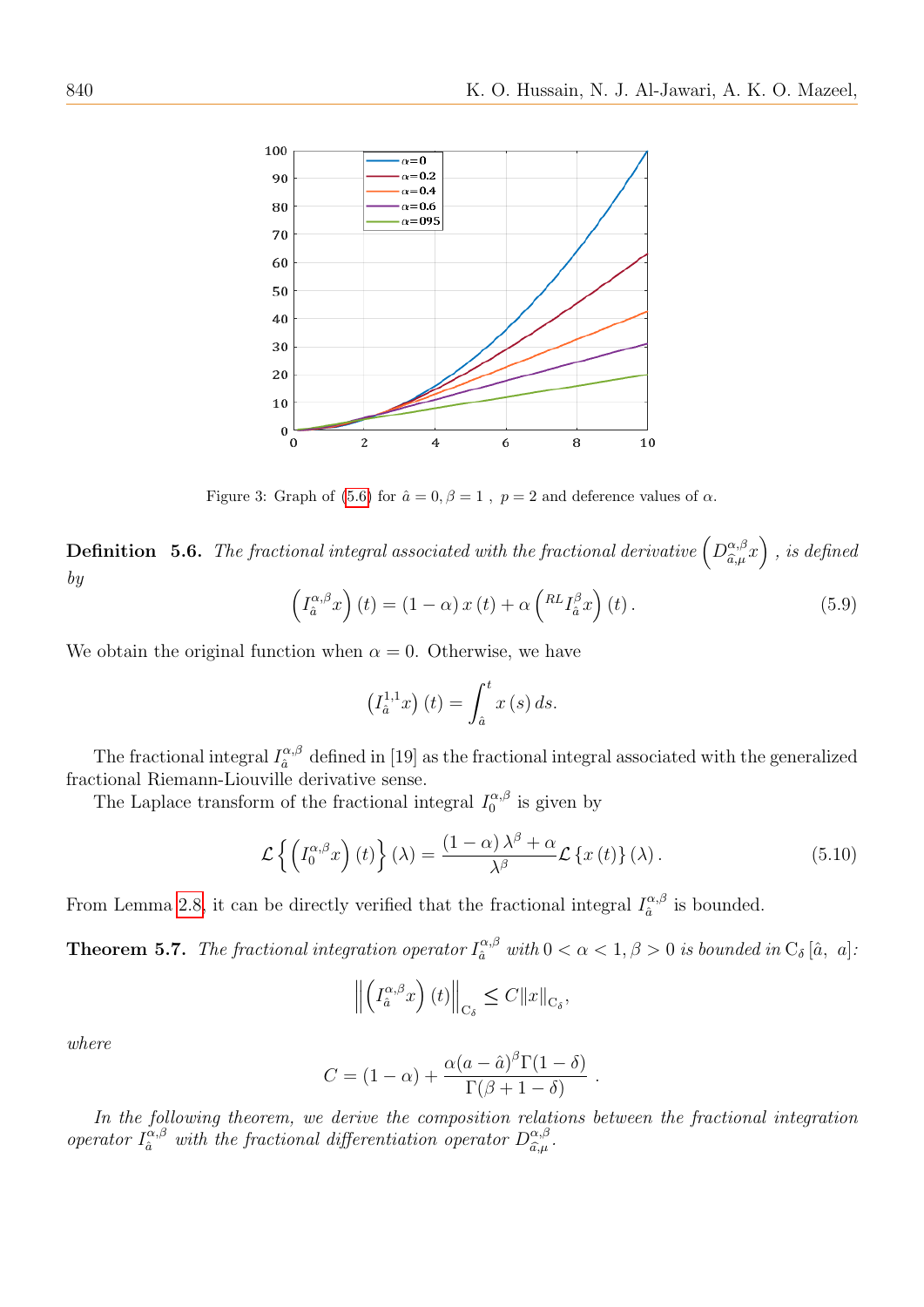Figure 3: Graph of (5.6) for $\hat{a} = 0, \beta = 1$ , $p = 2$ and deference values of $\alpha$.

**Definition 5.6.** *The fractional integral associated with the fractional derivative* $\left(D^{\alpha,\beta}_{\hat{a},\mu}x\right)$ *, is defined by*

$$\left(I^{\alpha,\beta}_{\hat{a}}x\right)(t) = (1-\alpha)\,x\,(t) + \alpha\left({}^{RL}I^{\beta}_{\hat{a}}x\right)(t)\,. \tag{5.9}$$

We obtain the original function when $\alpha = 0$. Otherwise, we have

$$\left(I^{1,1}_{\hat{a}}x\right)(t) = \int_{\hat{a}}^{t} x\,(s)\,ds.$$

The fractional integral $I^{\alpha,\beta}_{\hat{a}}$ defined in [19] as the fractional integral associated with the generalized fractional Riemann-Liouville derivative sense.

The Laplace transform of the fractional integral $I^{\alpha,\beta}_{0}$ is given by

$$\mathcal{L}\left\{\left(I^{\alpha,\beta}_{0}x\right)(t)\right\}(\lambda) = \frac{(1-\alpha)\,\lambda^{\beta}+\alpha}{\lambda^{\beta}}\mathcal{L}\left\{x\,(t)\right\}(\lambda)\,. \tag{5.10}$$

From Lemma 2.8, it can be directly verified that the fractional integral $I^{\alpha,\beta}_{\hat{a}}$ is bounded.

**Theorem 5.7.** *The fractional integration operator* $I^{\alpha,\beta}_{\hat{a}}$ *with* $0 < \alpha < 1, \beta > 0$ *is bounded in* $\mathrm{C}_{\delta}\left[\hat{a},\ a\right]$*:*

$$\left\|\left(I^{\alpha,\beta}_{\hat{a}}x\right)(t)\right\|_{\mathrm{C}_{\delta}} \leq C\|x\|_{\mathrm{C}_{\delta}},$$

*where*

$$C = (1-\alpha) + \frac{\alpha(a-\hat{a})^{\beta}\Gamma(1-\delta)}{\Gamma(\beta+1-\delta)}\ .$$

*In the following theorem, we derive the composition relations between the fractional integration operator* $I^{\alpha,\beta}_{\hat{a}}$ *with the fractional differentiation operator* $D^{\alpha,\beta}_{\hat{a},\mu}$*.*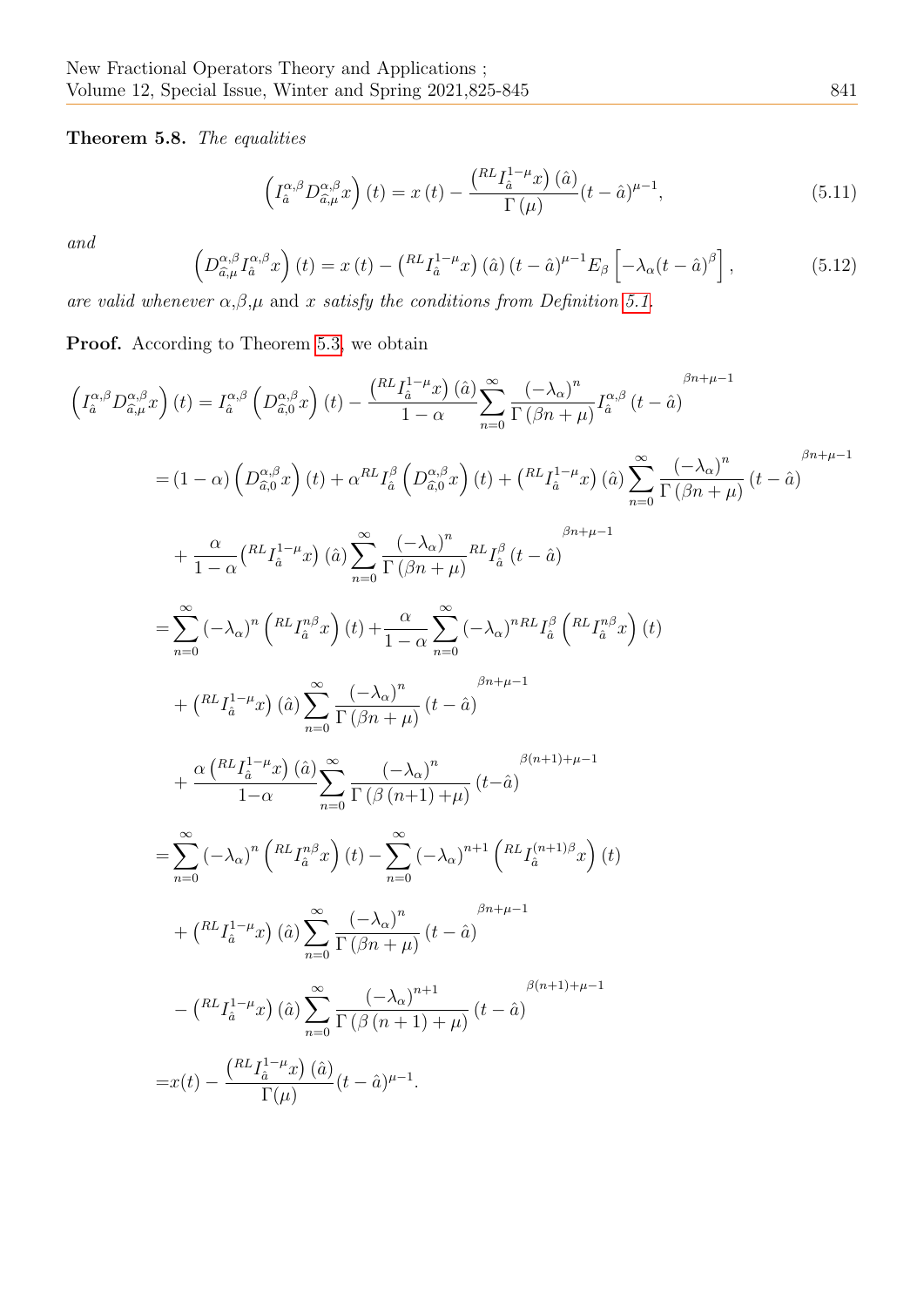**Theorem 5.8.** *The equalities*

$$\left(I_{\hat{a}}^{\alpha,\beta} D_{\widehat{a},\mu}^{\alpha,\beta} x\right)(t) = x(t) - \frac{\left({}^{RL}I_{\hat{a}}^{1-\mu} x\right)(\hat{a})}{\Gamma(\mu)} (t-\hat{a})^{\mu-1}, \tag{5.11}$$

*and*

$$\left(D_{\widehat{a},\mu}^{\alpha,\beta} I_{\hat{a}}^{\alpha,\beta} x\right)(t) = x(t) - \left({}^{RL}I_{\hat{a}}^{1-\mu} x\right)(\hat{a})(t-\hat{a})^{\mu-1} E_{\beta}\left[-\lambda_{\alpha}(t-\hat{a})^{\beta}\right], \tag{5.12}$$

*are valid whenever* $\alpha$,$\beta$,$\mu$ and $x$ *satisfy the conditions from Definition 5.1.*

**Proof.** According to Theorem 5.3, we obtain

$$\begin{aligned}
\left(I_{\hat{a}}^{\alpha,\beta} D_{\widehat{a},\mu}^{\alpha,\beta} x\right)(t) &= I_{\hat{a}}^{\alpha,\beta}\left(D_{\widehat{a},0}^{\alpha,\beta} x\right)(t) - \frac{\left({}^{RL}I_{\hat{a}}^{1-\mu} x\right)(\hat{a})}{1-\alpha} \sum_{n=0}^{\infty} \frac{(-\lambda_{\alpha})^n}{\Gamma(\beta n+\mu)} I_{\hat{a}}^{\alpha,\beta}(t-\hat{a})^{\beta n+\mu-1} \\
&= (1-\alpha)\left(D_{\widehat{a},0}^{\alpha,\beta} x\right)(t) + \alpha\, {}^{RL}I_{\hat{a}}^{\beta}\left(D_{\widehat{a},0}^{\alpha,\beta} x\right)(t) + \left({}^{RL}I_{\hat{a}}^{1-\mu} x\right)(\hat{a}) \sum_{n=0}^{\infty} \frac{(-\lambda_{\alpha})^n}{\Gamma(\beta n+\mu)} (t-\hat{a})^{\beta n+\mu-1} \\
&\quad + \frac{\alpha}{1-\alpha}\left({}^{RL}I_{\hat{a}}^{1-\mu} x\right)(\hat{a}) \sum_{n=0}^{\infty} \frac{(-\lambda_{\alpha})^n}{\Gamma(\beta n+\mu)} {}^{RL}I_{\hat{a}}^{\beta}(t-\hat{a})^{\beta n+\mu-1} \\
&= \sum_{n=0}^{\infty} (-\lambda_{\alpha})^n \left({}^{RL}I_{\hat{a}}^{n\beta} x\right)(t) + \frac{\alpha}{1-\alpha} \sum_{n=0}^{\infty} (-\lambda_{\alpha})^n\, {}^{RL}I_{\hat{a}}^{\beta}\left({}^{RL}I_{\hat{a}}^{n\beta} x\right)(t) \\
&\quad + \left({}^{RL}I_{\hat{a}}^{1-\mu} x\right)(\hat{a}) \sum_{n=0}^{\infty} \frac{(-\lambda_{\alpha})^n}{\Gamma(\beta n+\mu)} (t-\hat{a})^{\beta n+\mu-1} \\
&\quad + \frac{\alpha\left({}^{RL}I_{\hat{a}}^{1-\mu} x\right)(\hat{a})}{1-\alpha} \sum_{n=0}^{\infty} \frac{(-\lambda_{\alpha})^n}{\Gamma(\beta(n+1)+\mu)} (t-\hat{a})^{\beta(n+1)+\mu-1} \\
&= \sum_{n=0}^{\infty} (-\lambda_{\alpha})^n \left({}^{RL}I_{\hat{a}}^{n\beta} x\right)(t) - \sum_{n=0}^{\infty} (-\lambda_{\alpha})^{n+1} \left({}^{RL}I_{\hat{a}}^{(n+1)\beta} x\right)(t) \\
&\quad + \left({}^{RL}I_{\hat{a}}^{1-\mu} x\right)(\hat{a}) \sum_{n=0}^{\infty} \frac{(-\lambda_{\alpha})^n}{\Gamma(\beta n+\mu)} (t-\hat{a})^{\beta n+\mu-1} \\
&\quad - \left({}^{RL}I_{\hat{a}}^{1-\mu} x\right)(\hat{a}) \sum_{n=0}^{\infty} \frac{(-\lambda_{\alpha})^{n+1}}{\Gamma(\beta(n+1)+\mu)} (t-\hat{a})^{\beta(n+1)+\mu-1} \\
&= x(t) - \frac{\left({}^{RL}I_{\hat{a}}^{1-\mu} x\right)(\hat{a})}{\Gamma(\mu)} (t-\hat{a})^{\mu-1}.
\end{aligned}$$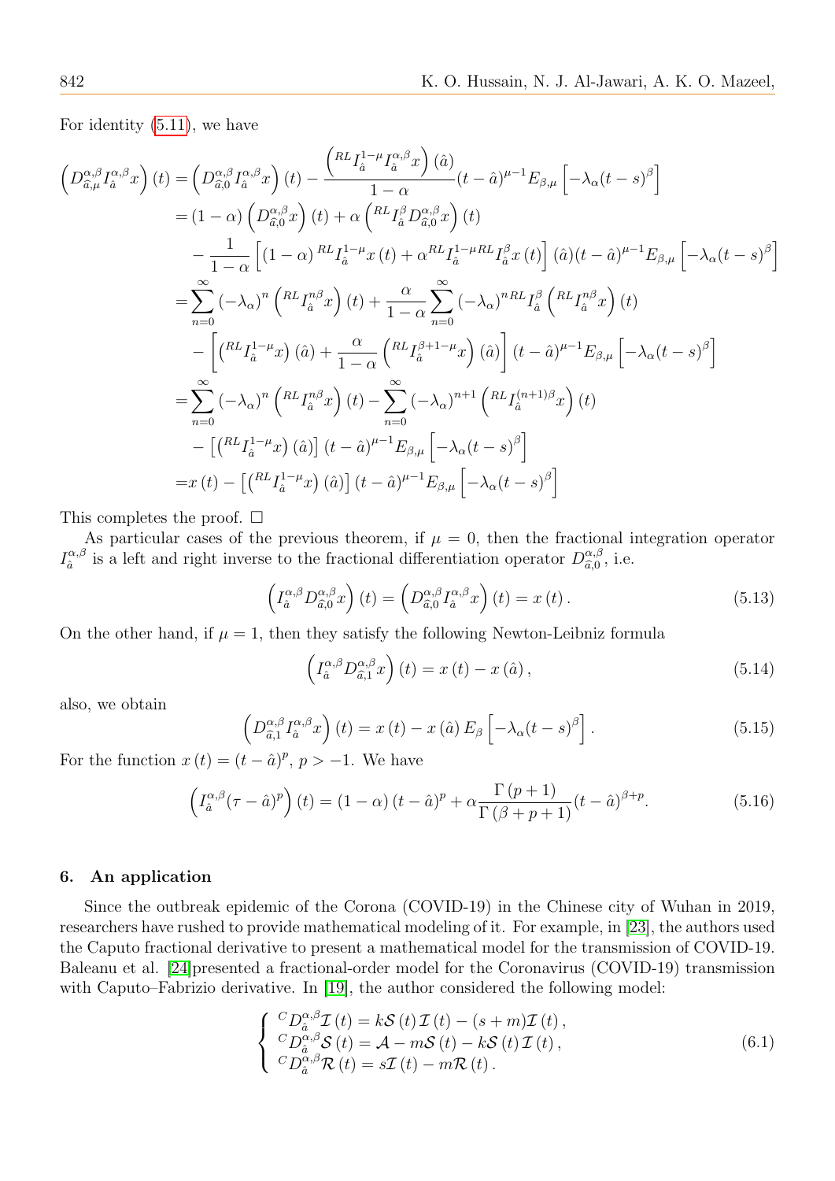For identity (5.11), we have

$$
\begin{aligned}
\left(D_{\widehat{a},\mu}^{\alpha,\beta} I_{\hat{a}}^{\alpha,\beta} x\right)(t) =& \left(D_{\widehat{a},0}^{\alpha,\beta} I_{\hat{a}}^{\alpha,\beta} x\right)(t) - \frac{\left({}^{RL}I_{\hat{a}}^{1-\mu} I_{\hat{a}}^{\alpha,\beta} x\right)(\hat{a})}{1-\alpha}(t-\hat{a})^{\mu-1} E_{\beta,\mu}\left[-\lambda_\alpha (t-s)^\beta\right] \\
=& (1-\alpha)\left(D_{\widehat{a},0}^{\alpha,\beta} x\right)(t) + \alpha\left({}^{RL}I_{\hat{a}}^{\beta} D_{\widehat{a},0}^{\alpha,\beta} x\right)(t) \\
& - \frac{1}{1-\alpha}\left[(1-\alpha)\, {}^{RL}I_{\hat{a}}^{1-\mu} x(t) + \alpha^{RL} I_{\hat{a}}^{1-\mu RL} I_{\hat{a}}^{\beta} x(t)\right](\hat{a})(t-\hat{a})^{\mu-1} E_{\beta,\mu}\left[-\lambda_\alpha (t-s)^\beta\right] \\
=& \sum_{n=0}^{\infty} (-\lambda_\alpha)^n \left({}^{RL}I_{\hat{a}}^{n\beta} x\right)(t) + \frac{\alpha}{1-\alpha}\sum_{n=0}^{\infty} (-\lambda_\alpha)^{n RL} I_{\hat{a}}^{\beta}\left({}^{RL}I_{\hat{a}}^{n\beta} x\right)(t) \\
& - \left[\left({}^{RL}I_{\hat{a}}^{1-\mu} x\right)(\hat{a}) + \frac{\alpha}{1-\alpha}\left({}^{RL}I_{\hat{a}}^{\beta+1-\mu} x\right)(\hat{a})\right](t-\hat{a})^{\mu-1} E_{\beta,\mu}\left[-\lambda_\alpha (t-s)^\beta\right] \\
=& \sum_{n=0}^{\infty} (-\lambda_\alpha)^n \left({}^{RL}I_{\hat{a}}^{n\beta} x\right)(t) - \sum_{n=0}^{\infty} (-\lambda_\alpha)^{n+1}\left({}^{RL}I_{\hat{a}}^{(n+1)\beta} x\right)(t) \\
& - \left[\left({}^{RL}I_{\hat{a}}^{1-\mu} x\right)(\hat{a})\right](t-\hat{a})^{\mu-1} E_{\beta,\mu}\left[-\lambda_\alpha (t-s)^\beta\right] \\
=& x(t) - \left[\left({}^{RL}I_{\hat{a}}^{1-\mu} x\right)(\hat{a})\right](t-\hat{a})^{\mu-1} E_{\beta,\mu}\left[-\lambda_\alpha (t-s)^\beta\right]
\end{aligned}
$$

This completes the proof. □

As particular cases of the previous theorem, if $\mu = 0$, then the fractional integration operator $I_{\hat{a}}^{\alpha,\beta}$ is a left and right inverse to the fractional differentiation operator $D_{\widehat{a},0}^{\alpha,\beta}$, i.e.

$$
\left(I_{\hat{a}}^{\alpha,\beta} D_{\widehat{a},0}^{\alpha,\beta} x\right)(t) = \left(D_{\widehat{a},0}^{\alpha,\beta} I_{\hat{a}}^{\alpha,\beta} x\right)(t) = x(t). \tag{5.13}
$$

On the other hand, if $\mu = 1$, then they satisfy the following Newton-Leibniz formula

$$
\left(I_{\hat{a}}^{\alpha,\beta} D_{\widehat{a},1}^{\alpha,\beta} x\right)(t) = x(t) - x(\hat{a}), \tag{5.14}
$$

also, we obtain

$$
\left(D_{\widehat{a},1}^{\alpha,\beta} I_{\hat{a}}^{\alpha,\beta} x\right)(t) = x(t) - x(\hat{a})\, E_{\beta}\left[-\lambda_\alpha (t-s)^\beta\right]. \tag{5.15}
$$

For the function $x(t) = (t-\hat{a})^p$, $p > -1$. We have

$$
\left(I_{\hat{a}}^{\alpha,\beta} (\tau-\hat{a})^p\right)(t) = (1-\alpha)(t-\hat{a})^p + \alpha\frac{\Gamma(p+1)}{\Gamma(\beta+p+1)}(t-\hat{a})^{\beta+p}. \tag{5.16}
$$

## 6. An application

Since the outbreak epidemic of the Corona (COVID-19) in the Chinese city of Wuhan in 2019, researchers have rushed to provide mathematical modeling of it. For example, in [23], the authors used the Caputo fractional derivative to present a mathematical model for the transmission of COVID-19. Baleanu et al. [24]presented a fractional-order model for the Coronavirus (COVID-19) transmission with Caputo–Fabrizio derivative. In [19], the author considered the following model:

$$
\begin{cases}
{}^{C}D_{\hat{a}}^{\alpha,\beta}\mathcal{I}(t) = k\mathcal{S}(t)\mathcal{I}(t) - (s+m)\mathcal{I}(t), \\
{}^{C}D_{\hat{a}}^{\alpha,\beta}\mathcal{S}(t) = \mathcal{A} - m\mathcal{S}(t) - k\mathcal{S}(t)\mathcal{I}(t), \\
{}^{C}D_{\hat{a}}^{\alpha,\beta}\mathcal{R}(t) = s\mathcal{I}(t) - m\mathcal{R}(t).
\end{cases} \tag{6.1}
$$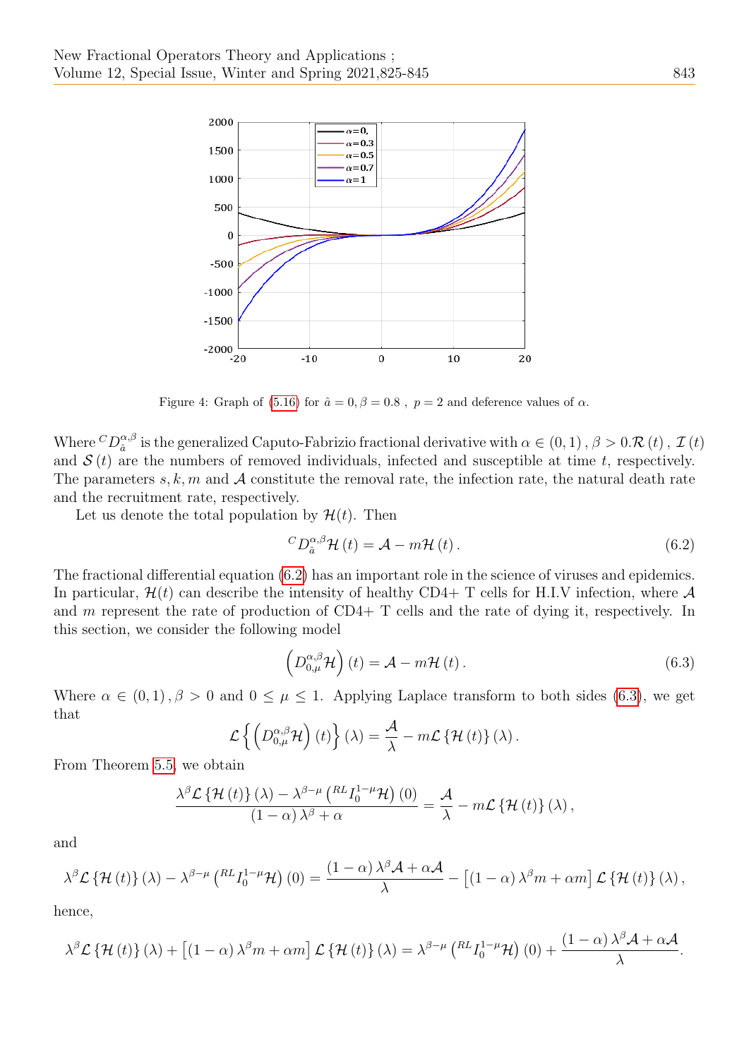Figure 4: Graph of (5.16) for $\hat{a} = 0, \beta = 0.8$ , $p = 2$ and deference values of $\alpha$.

Where ${}^{C}D_{\hat{a}}^{\alpha,\beta}$ is the generalized Caputo-Fabrizio fractional derivative with $\alpha \in (0,1)$ , $\beta > 0$.$\mathcal{R}(t)$ , $\mathcal{I}(t)$ and $\mathcal{S}(t)$ are the numbers of removed individuals, infected and susceptible at time $t$, respectively. The parameters $s, k, m$ and $\mathcal{A}$ constitute the removal rate, the infection rate, the natural death rate and the recruitment rate, respectively.

Let us denote the total population by $\mathcal{H}(t)$. Then

$$
{}^{C}D_{\hat{a}}^{\alpha,\beta}\mathcal{H}(t) = \mathcal{A} - m\mathcal{H}(t). \tag{6.2}
$$

The fractional differential equation (6.2) has an important role in the science of viruses and epidemics. In particular, $\mathcal{H}(t)$ can describe the intensity of healthy CD4+ T cells for H.I.V infection, where $\mathcal{A}$ and $m$ represent the rate of production of CD4+ T cells and the rate of dying it, respectively. In this section, we consider the following model

$$
\left(D_{0,\mu}^{\alpha,\beta}\mathcal{H}\right)(t) = \mathcal{A} - m\mathcal{H}(t). \tag{6.3}
$$

Where $\alpha \in (0,1)$ , $\beta > 0$ and $0 \leq \mu \leq 1$. Applying Laplace transform to both sides (6.3), we get that

$$
\mathcal{L}\left\{\left(D_{0,\mu}^{\alpha,\beta}\mathcal{H}\right)(t)\right\}(\lambda) = \frac{\mathcal{A}}{\lambda} - m\mathcal{L}\left\{\mathcal{H}(t)\right\}(\lambda).
$$

From Theorem 5.5, we obtain

$$
\frac{\lambda^{\beta}\mathcal{L}\left\{\mathcal{H}(t)\right\}(\lambda) - \lambda^{\beta-\mu}\left({}^{RL}I_{0}^{1-\mu}\mathcal{H}\right)(0)}{(1-\alpha)\lambda^{\beta} + \alpha} = \frac{\mathcal{A}}{\lambda} - m\mathcal{L}\left\{\mathcal{H}(t)\right\}(\lambda),
$$

and

$$
\lambda^{\beta}\mathcal{L}\left\{\mathcal{H}(t)\right\}(\lambda) - \lambda^{\beta-\mu}\left({}^{RL}I_{0}^{1-\mu}\mathcal{H}\right)(0) = \frac{(1-\alpha)\lambda^{\beta}\mathcal{A} + \alpha\mathcal{A}}{\lambda} - \left[(1-\alpha)\lambda^{\beta}m + \alpha m\right]\mathcal{L}\left\{\mathcal{H}(t)\right\}(\lambda),
$$

hence,

$$
\lambda^{\beta}\mathcal{L}\left\{\mathcal{H}(t)\right\}(\lambda) + \left[(1-\alpha)\lambda^{\beta}m + \alpha m\right]\mathcal{L}\left\{\mathcal{H}(t)\right\}(\lambda) = \lambda^{\beta-\mu}\left({}^{RL}I_{0}^{1-\mu}\mathcal{H}\right)(0) + \frac{(1-\alpha)\lambda^{\beta}\mathcal{A} + \alpha\mathcal{A}}{\lambda}.
$$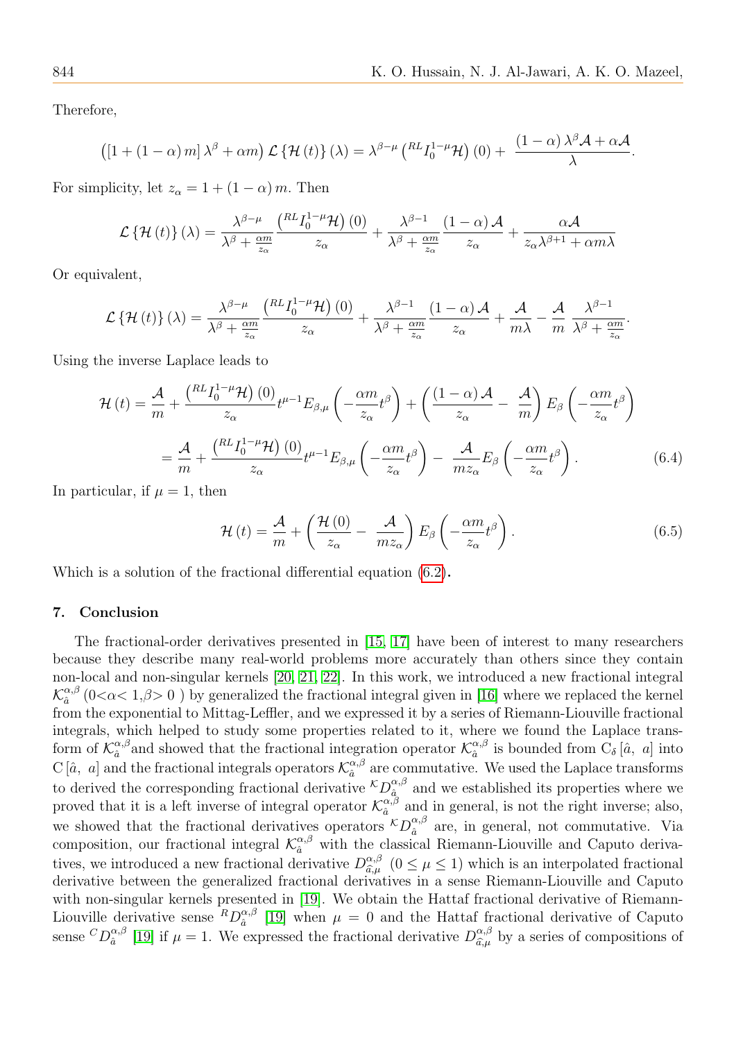Therefore,

$$\left(\left[1+\left(1-\alpha\right)m\right]\lambda^{\beta}+\alpha m\right)\mathcal{L}\left\{\mathcal{H}\left(t\right)\right\}\left(\lambda\right)=\lambda^{\beta-\mu}\left({}^{RL}I_{0}^{1-\mu}\mathcal{H}\right)\left(0\right)+\ \frac{\left(1-\alpha\right)\lambda^{\beta}\mathcal{A}+\alpha\mathcal{A}}{\lambda}.$$

For simplicity, let $z_{\alpha}=1+\left(1-\alpha\right)m$. Then

$$\mathcal{L}\left\{\mathcal{H}\left(t\right)\right\}\left(\lambda\right)=\frac{\lambda^{\beta-\mu}}{\lambda^{\beta}+\frac{\alpha m}{z_{\alpha}}}\frac{\left({}^{RL}I_{0}^{1-\mu}\mathcal{H}\right)\left(0\right)}{z_{\alpha}}+\frac{\lambda^{\beta-1}}{\lambda^{\beta}+\frac{\alpha m}{z_{\alpha}}}\frac{\left(1-\alpha\right)\mathcal{A}}{z_{\alpha}}+\frac{\alpha\mathcal{A}}{z_{\alpha}\lambda^{\beta+1}+\alpha m\lambda}$$

Or equivalent,

$$\mathcal{L}\left\{\mathcal{H}\left(t\right)\right\}\left(\lambda\right)=\frac{\lambda^{\beta-\mu}}{\lambda^{\beta}+\frac{\alpha m}{z_{\alpha}}}\frac{\left({}^{RL}I_{0}^{1-\mu}\mathcal{H}\right)\left(0\right)}{z_{\alpha}}+\frac{\lambda^{\beta-1}}{\lambda^{\beta}+\frac{\alpha m}{z_{\alpha}}}\frac{\left(1-\alpha\right)\mathcal{A}}{z_{\alpha}}+\frac{\mathcal{A}}{m\lambda}-\frac{\mathcal{A}}{m}\ \frac{\lambda^{\beta-1}}{\lambda^{\beta}+\frac{\alpha m}{z_{\alpha}}}.$$

Using the inverse Laplace leads to

$$\begin{aligned}\mathcal{H}\left(t\right)&=\frac{\mathcal{A}}{m}+\frac{\left({}^{RL}I_{0}^{1-\mu}\mathcal{H}\right)\left(0\right)}{z_{\alpha}}t^{\mu-1}E_{\beta,\mu}\left(-\frac{\alpha m}{z_{\alpha}}t^{\beta}\right)+\left(\frac{\left(1-\alpha\right)\mathcal{A}}{z_{\alpha}}-\ \frac{\mathcal{A}}{m}\right)E_{\beta}\left(-\frac{\alpha m}{z_{\alpha}}t^{\beta}\right)\\&=\frac{\mathcal{A}}{m}+\frac{\left({}^{RL}I_{0}^{1-\mu}\mathcal{H}\right)\left(0\right)}{z_{\alpha}}t^{\mu-1}E_{\beta,\mu}\left(-\frac{\alpha m}{z_{\alpha}}t^{\beta}\right)-\ \frac{\mathcal{A}}{mz_{\alpha}}E_{\beta}\left(-\frac{\alpha m}{z_{\alpha}}t^{\beta}\right).\end{aligned}\tag{6.4}$$

In particular, if $\mu=1$, then

$$\mathcal{H}\left(t\right)=\frac{\mathcal{A}}{m}+\left(\frac{\mathcal{H}\left(0\right)}{z_{\alpha}}-\ \frac{\mathcal{A}}{mz_{\alpha}}\right)E_{\beta}\left(-\frac{\alpha m}{z_{\alpha}}t^{\beta}\right).\tag{6.5}$$

Which is a solution of the fractional differential equation (6.2).

## 7. Conclusion

The fractional-order derivatives presented in [15, 17] have been of interest to many researchers because they describe many real-world problems more accurately than others since they contain non-local and non-singular kernels [20, 21, 22]. In this work, we introduced a new fractional integral $\mathcal{K}_{\hat{a}}^{\alpha,\beta}$ ($0<\alpha<1,\beta>0$) by generalized the fractional integral given in [16] where we replaced the kernel from the exponential to Mittag-Leffler, and we expressed it by a series of Riemann-Liouville fractional integrals, which helped to study some properties related to it, where we found the Laplace transform of $\mathcal{K}_{\hat{a}}^{\alpha,\beta}$ and showed that the fractional integration operator $\mathcal{K}_{\hat{a}}^{\alpha,\beta}$ is bounded from $C_{\delta}\left[\hat{a},\ a\right]$ into $C\left[\hat{a},\ a\right]$ and the fractional integrals operators $\mathcal{K}_{\hat{a}}^{\alpha,\beta}$ are commutative. We used the Laplace transforms to derived the corresponding fractional derivative ${}^{\mathcal{K}}D_{\hat{a}}^{\alpha,\beta}$ and we established its properties where we proved that it is a left inverse of integral operator $\mathcal{K}_{\hat{a}}^{\alpha,\beta}$ and in general, is not the right inverse; also, we showed that the fractional derivatives operators ${}^{\mathcal{K}}D_{\hat{a}}^{\alpha,\beta}$ are, in general, not commutative. Via composition, our fractional integral $\mathcal{K}_{\hat{a}}^{\alpha,\beta}$ with the classical Riemann-Liouville and Caputo derivatives, we introduced a new fractional derivative $D_{\hat{a},\mu}^{\alpha,\beta}$ ($0\leq\mu\leq1$) which is an interpolated fractional derivative between the generalized fractional derivatives in a sense Riemann-Liouville and Caputo with non-singular kernels presented in [19]. We obtain the Hattaf fractional derivative of Riemann-Liouville derivative sense ${}^{R}D_{\hat{a}}^{\alpha,\beta}$ [19] when $\mu=0$ and the Hattaf fractional derivative of Caputo sense ${}^{C}D_{\hat{a}}^{\alpha,\beta}$ [19] if $\mu=1$. We expressed the fractional derivative $D_{\hat{a},\mu}^{\alpha,\beta}$ by a series of compositions of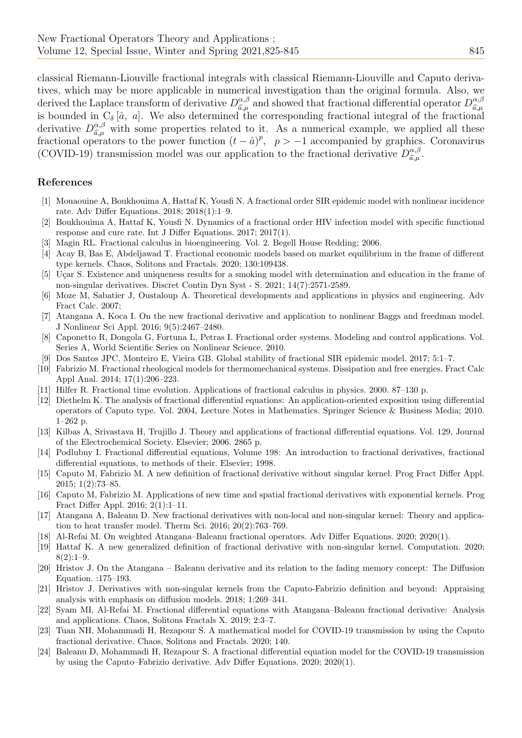classical Riemann-Liouville fractional integrals with classical Riemann-Liouville and Caputo derivatives, which may be more applicable in numerical investigation than the original formula. Also, we derived the Laplace transform of derivative $D^{\alpha,\beta}_{\widehat{a},\mu}$ and showed that fractional differential operator $D^{\alpha,\beta}_{\widehat{a},\mu}$ is bounded in $C_\delta\,[\hat{a},\ a]$. We also determined the corresponding fractional integral of the fractional derivative $D^{\alpha,\beta}_{\widehat{a},\mu}$ with some properties related to it. As a numerical example, we applied all these fractional operators to the power function $(t-\hat{a})^p,\ \ p>-1$ accompanied by graphics. Coronavirus (COVID-19) transmission model was our application to the fractional derivative $D^{\alpha,\beta}_{\widehat{a},\mu}$.

## References

[1] Mouaouine A, Boukhouima A, Hattaf K, Yousfi N. A fractional order SIR epidemic model with nonlinear incidence rate. Adv Differ Equations. 2018; 2018(1):1–9.

[2] Boukhouima A, Hattaf K, Yousfi N. Dynamics of a fractional order HIV infection model with specific functional response and cure rate. Int J Differ Equations. 2017; 2017(1).

[3] Magin RL. Fractional calculus in bioengineering. Vol. 2. Begell House Redding; 2006.

[4] Acay B, Bas E, Abdeljawad T. Fractional economic models based on market equilibrium in the frame of different type kernels. Chaos, Solitons and Fractals. 2020; 130:109438.

[5] Uçar S. Existence and uniqueness results for a smoking model with determination and education in the frame of non-singular derivatives. Discret Contin Dyn Syst - S. 2021; 14(7):2571-2589.

[6] Moze M, Sabatier J, Oustaloup A. Theoretical developments and applications in physics and engineering. Adv Fract Calc. 2007;

[7] Atangana A, Koca I. On the new fractional derivative and application to nonlinear Baggs and freedman model. J Nonlinear Sci Appl. 2016; 9(5):2467–2480.

[8] Caponetto R, Dongola G, Fortuna L, Petras I. Fractional order systems. Modeling and control applications. Vol. Series A, World Scientific Series on Nonlinear Science. 2010.

[9] Dos Santos JPC, Monteiro E, Vieira GB. Global stability of fractional SIR epidemic model. 2017; 5:1–7.

[10] Fabrizio M. Fractional rheological models for thermomechanical systems. Dissipation and free energies. Fract Calc Appl Anal. 2014; 17(1):206–223.

[11] Hilfer R. Fractional time evolution. Applications of fractional calculus in physics. 2000. 87–130 p.

[12] Diethelm K. The analysis of fractional differential equations: An application-oriented exposition using differential operators of Caputo type. Vol. 2004, Lecture Notes in Mathematics. Springer Science & Business Media; 2010. 1–262 p.

[13] Kilbas A, Srivastava H, Trujillo J. Theory and applications of fractional differential equations. Vol. 129, Journal of the Electrochemical Society. Elsevier; 2006. 2865 p.

[14] Podlubny I. Fractional differential equations, Volume 198: An introduction to fractional derivatives, fractional differential equations, to methods of their. Elsevier; 1998.

[15] Caputo M, Fabrizio M. A new definition of fractional derivative without singular kernel. Prog Fract Differ Appl. 2015; 1(2):73–85.

[16] Caputo M, Fabrizio M. Applications of new time and spatial fractional derivatives with exponential kernels. Prog Fract Differ Appl. 2016; 2(1):1–11.

[17] Atangana A, Baleanu D. New fractional derivatives with non-local and non-singular kernel: Theory and application to heat transfer model. Therm Sci. 2016; 20(2):763–769.

[18] Al-Refai M. On weighted Atangana–Baleanu fractional operators. Adv Differ Equations. 2020; 2020(1).

[19] Hattaf K. A new generalized definition of fractional derivative with non-singular kernel. Computation. 2020; 8(2):1–9.

[20] Hristov J. On the Atangana – Baleanu derivative and its relation to the fading memory concept: The Diffusion Equation. :175–193.

[21] Hristov J. Derivatives with non-singular kernels from the Caputo-Fabrizio definition and beyond: Appraising analysis with emphasis on diffusion models. 2018; 1:269–341.

[22] Syam MI, Al-Refai M. Fractional differential equations with Atangana–Baleanu fractional derivative: Analysis and applications. Chaos, Solitons Fractals X. 2019; 2:3–7.

[23] Tuan NH, Mohammadi H, Rezapour S. A mathematical model for COVID-19 transmission by using the Caputo fractional derivative. Chaos, Solitons and Fractals. 2020; 140.

[24] Baleanu D, Mohammadi H, Rezapour S. A fractional differential equation model for the COVID-19 transmission by using the Caputo–Fabrizio derivative. Adv Differ Equations. 2020; 2020(1).